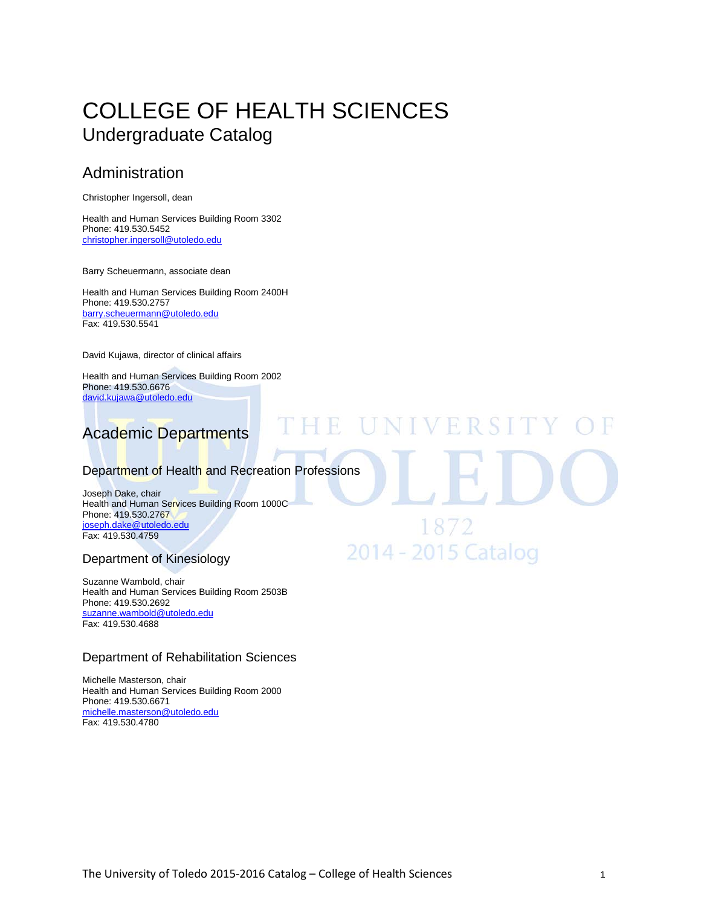# COLLEGE OF HEALTH SCIENCES

## Undergraduate Catalog

## Administration

Christopher Ingersoll, dean

Health and Human Services Building Room 3302
Phone: 419.530.5452
christopher.ingersoll@utoledo.edu

Barry Scheuermann, associate dean

Health and Human Services Building Room 2400H
Phone: 419.530.2757
barry.scheuermann@utoledo.edu
Fax: 419.530.5541

David Kujawa, director of clinical affairs

Health and Human Services Building Room 2002
Phone: 419.530.6676
david.kujawa@utoledo.edu

## Academic Departments

### Department of Health and Recreation Professions

Joseph Dake, chair
Health and Human Services Building Room 1000C
Phone: 419.530.2767
joseph.dake@utoledo.edu
Fax: 419.530.4759

### Department of Kinesiology

Suzanne Wambold, chair
Health and Human Services Building Room 2503B
Phone: 419.530.2692
suzanne.wambold@utoledo.edu
Fax: 419.530.4688

### Department of Rehabilitation Sciences

Michelle Masterson, chair
Health and Human Services Building Room 2000
Phone: 419.530.6671
michelle.masterson@utoledo.edu
Fax: 419.530.4780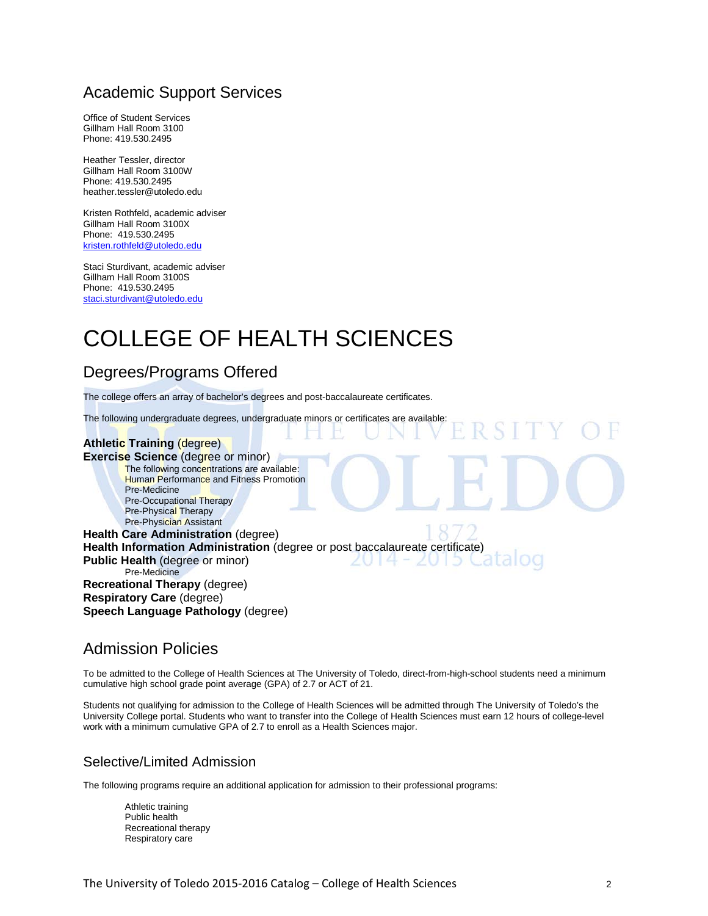## Academic Support Services

Office of Student Services
Gillham Hall Room 3100
Phone: 419.530.2495

Heather Tessler, director
Gillham Hall Room 3100W
Phone: 419.530.2495
heather.tessler@utoledo.edu

Kristen Rothfeld, academic adviser
Gillham Hall Room 3100X
Phone: 419.530.2495
kristen.rothfeld@utoledo.edu

Staci Sturdivant, academic adviser
Gillham Hall Room 3100S
Phone: 419.530.2495
staci.sturdivant@utoledo.edu

# COLLEGE OF HEALTH SCIENCES

## Degrees/Programs Offered

The college offers an array of bachelor's degrees and post-baccalaureate certificates.

The following undergraduate degrees, undergraduate minors or certificates are available:

**Athletic Training** (degree)
**Exercise Science** (degree or minor)
 The following concentrations are available:
 Human Performance and Fitness Promotion
 Pre-Medicine
 Pre-Occupational Therapy
 Pre-Physical Therapy
 Pre-Physician Assistant
**Health Care Administration** (degree)
**Health Information Administration** (degree or post baccalaureate certificate)
**Public Health** (degree or minor)
 Pre-Medicine
**Recreational Therapy** (degree)
**Respiratory Care** (degree)
**Speech Language Pathology** (degree)

## Admission Policies

To be admitted to the College of Health Sciences at The University of Toledo, direct-from-high-school students need a minimum cumulative high school grade point average (GPA) of 2.7 or ACT of 21.

Students not qualifying for admission to the College of Health Sciences will be admitted through The University of Toledo's the University College portal. Students who want to transfer into the College of Health Sciences must earn 12 hours of college-level work with a minimum cumulative GPA of 2.7 to enroll as a Health Sciences major.

### Selective/Limited Admission

The following programs require an additional application for admission to their professional programs:

 Athletic training
 Public health
 Recreational therapy
 Respiratory care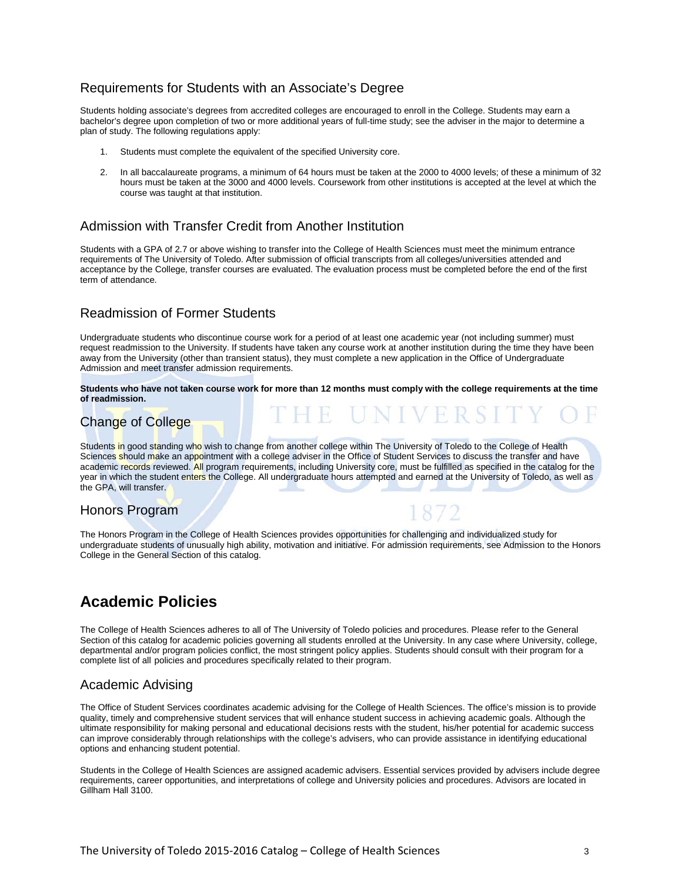## Requirements for Students with an Associate's Degree

Students holding associate's degrees from accredited colleges are encouraged to enroll in the College. Students may earn a bachelor's degree upon completion of two or more additional years of full-time study; see the adviser in the major to determine a plan of study. The following regulations apply:

1. Students must complete the equivalent of the specified University core.
2. In all baccalaureate programs, a minimum of 64 hours must be taken at the 2000 to 4000 levels; of these a minimum of 32 hours must be taken at the 3000 and 4000 levels. Coursework from other institutions is accepted at the level at which the course was taught at that institution.

## Admission with Transfer Credit from Another Institution

Students with a GPA of 2.7 or above wishing to transfer into the College of Health Sciences must meet the minimum entrance requirements of The University of Toledo. After submission of official transcripts from all colleges/universities attended and acceptance by the College, transfer courses are evaluated. The evaluation process must be completed before the end of the first term of attendance.

## Readmission of Former Students

Undergraduate students who discontinue course work for a period of at least one academic year (not including summer) must request readmission to the University. If students have taken any course work at another institution during the time they have been away from the University (other than transient status), they must complete a new application in the Office of Undergraduate Admission and meet transfer admission requirements.

**Students who have not taken course work for more than 12 months must comply with the college requirements at the time of readmission.**

## Change of College

Students in good standing who wish to change from another college within The University of Toledo to the College of Health Sciences should make an appointment with a college adviser in the Office of Student Services to discuss the transfer and have academic records reviewed. All program requirements, including University core, must be fulfilled as specified in the catalog for the year in which the student enters the College. All undergraduate hours attempted and earned at the University of Toledo, as well as the GPA, will transfer.

## Honors Program

The Honors Program in the College of Health Sciences provides opportunities for challenging and individualized study for undergraduate students of unusually high ability, motivation and initiative. For admission requirements, see Admission to the Honors College in the General Section of this catalog.

# Academic Policies

The College of Health Sciences adheres to all of The University of Toledo policies and procedures. Please refer to the General Section of this catalog for academic policies governing all students enrolled at the University. In any case where University, college, departmental and/or program policies conflict, the most stringent policy applies. Students should consult with their program for a complete list of all policies and procedures specifically related to their program.

## Academic Advising

The Office of Student Services coordinates academic advising for the College of Health Sciences. The office's mission is to provide quality, timely and comprehensive student services that will enhance student success in achieving academic goals. Although the ultimate responsibility for making personal and educational decisions rests with the student, his/her potential for academic success can improve considerably through relationships with the college's advisers, who can provide assistance in identifying educational options and enhancing student potential.

Students in the College of Health Sciences are assigned academic advisers. Essential services provided by advisers include degree requirements, career opportunities, and interpretations of college and University policies and procedures. Advisors are located in Gillham Hall 3100.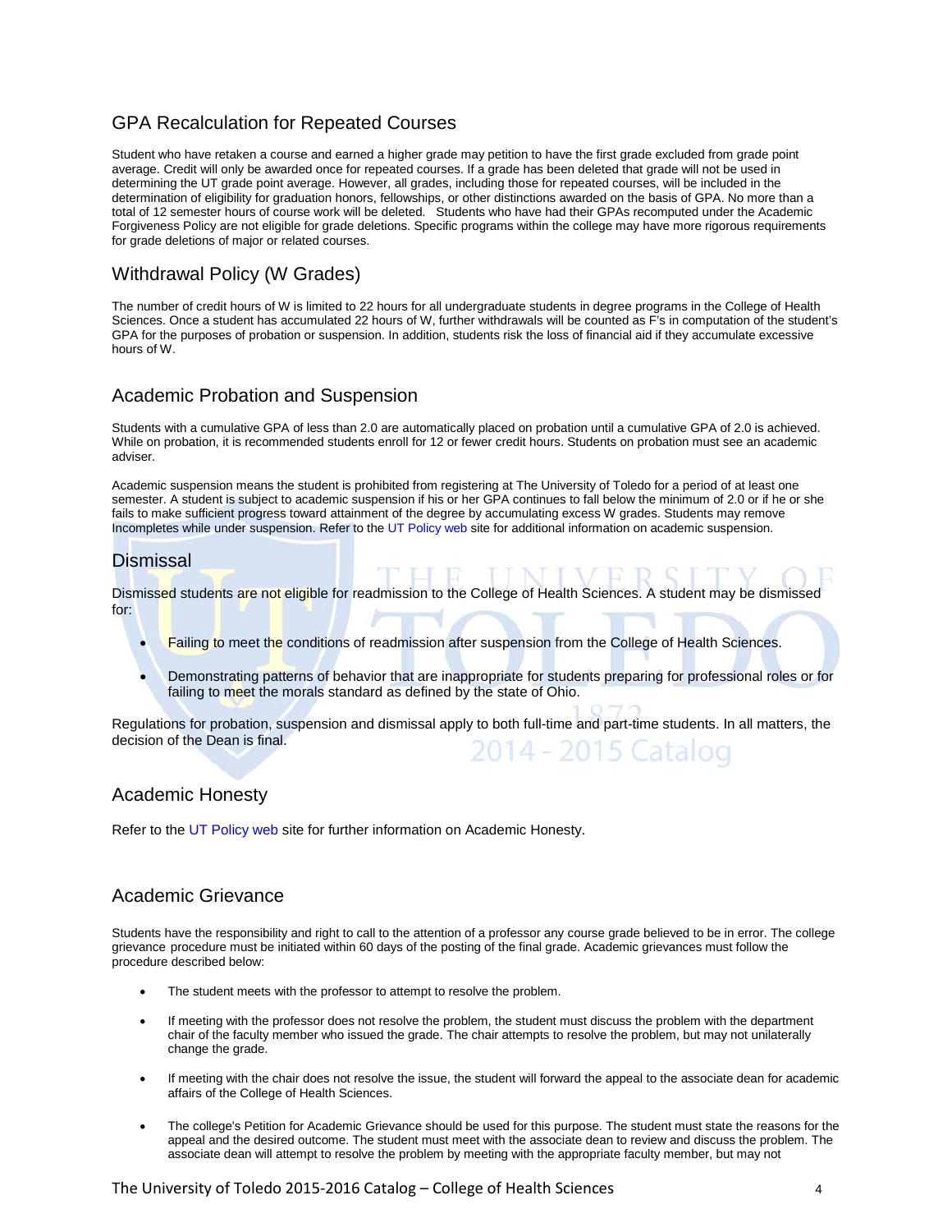## GPA Recalculation for Repeated Courses

Student who have retaken a course and earned a higher grade may petition to have the first grade excluded from grade point average. Credit will only be awarded once for repeated courses. If a grade has been deleted that grade will not be used in determining the UT grade point average. However, all grades, including those for repeated courses, will be included in the determination of eligibility for graduation honors, fellowships, or other distinctions awarded on the basis of GPA. No more than a total of 12 semester hours of course work will be deleted. Students who have had their GPAs recomputed under the Academic Forgiveness Policy are not eligible for grade deletions. Specific programs within the college may have more rigorous requirements for grade deletions of major or related courses.

## Withdrawal Policy (W Grades)

The number of credit hours of W is limited to 22 hours for all undergraduate students in degree programs in the College of Health Sciences. Once a student has accumulated 22 hours of W, further withdrawals will be counted as F's in computation of the student's GPA for the purposes of probation or suspension. In addition, students risk the loss of financial aid if they accumulate excessive hours of W.

## Academic Probation and Suspension

Students with a cumulative GPA of less than 2.0 are automatically placed on probation until a cumulative GPA of 2.0 is achieved. While on probation, it is recommended students enroll for 12 or fewer credit hours. Students on probation must see an academic adviser.

Academic suspension means the student is prohibited from registering at The University of Toledo for a period of at least one semester. A student is subject to academic suspension if his or her GPA continues to fall below the minimum of 2.0 or if he or she fails to make sufficient progress toward attainment of the degree by accumulating excess W grades. Students may remove Incompletes while under suspension. Refer to the UT Policy web site for additional information on academic suspension.

## Dismissal

Dismissed students are not eligible for readmission to the College of Health Sciences. A student may be dismissed for:

- Failing to meet the conditions of readmission after suspension from the College of Health Sciences.
- Demonstrating patterns of behavior that are inappropriate for students preparing for professional roles or for failing to meet the morals standard as defined by the state of Ohio.

Regulations for probation, suspension and dismissal apply to both full-time and part-time students. In all matters, the decision of the Dean is final.

## Academic Honesty

Refer to the UT Policy web site for further information on Academic Honesty.

## Academic Grievance

Students have the responsibility and right to call to the attention of a professor any course grade believed to be in error. The college grievance procedure must be initiated within 60 days of the posting of the final grade. Academic grievances must follow the procedure described below:

- The student meets with the professor to attempt to resolve the problem.
- If meeting with the professor does not resolve the problem, the student must discuss the problem with the department chair of the faculty member who issued the grade. The chair attempts to resolve the problem, but may not unilaterally change the grade.
- If meeting with the chair does not resolve the issue, the student will forward the appeal to the associate dean for academic affairs of the College of Health Sciences.
- The college's Petition for Academic Grievance should be used for this purpose. The student must state the reasons for the appeal and the desired outcome. The student must meet with the associate dean to review and discuss the problem. The associate dean will attempt to resolve the problem by meeting with the appropriate faculty member, but may not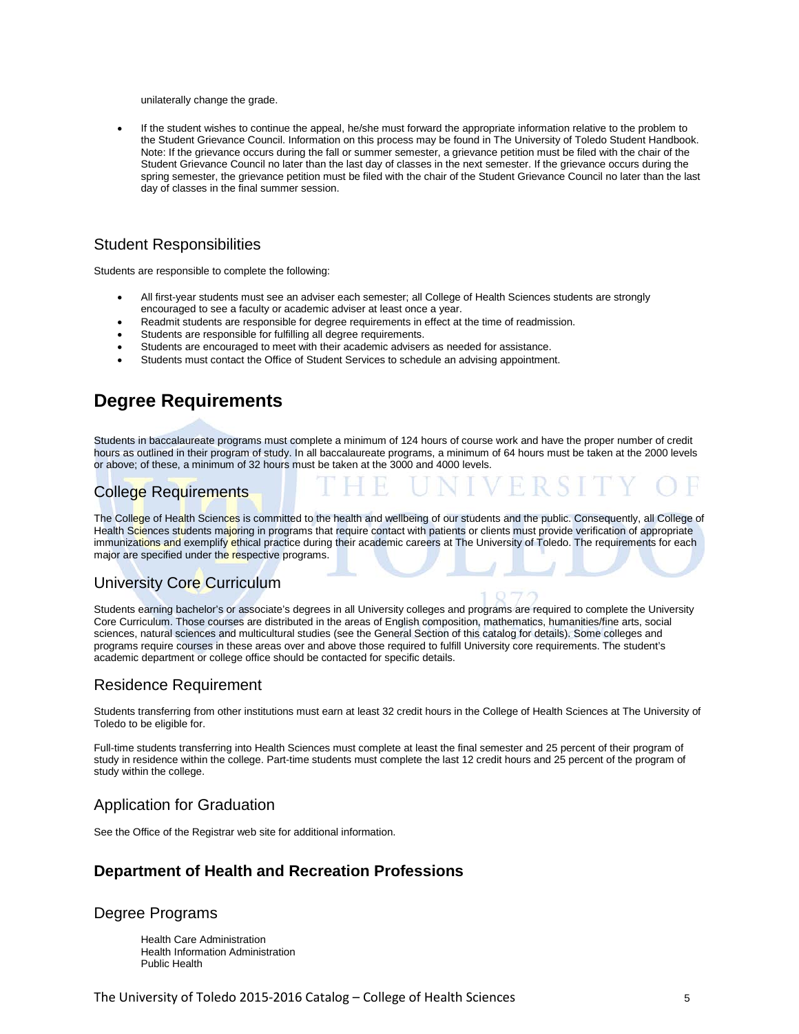unilaterally change the grade.

- If the student wishes to continue the appeal, he/she must forward the appropriate information relative to the problem to the Student Grievance Council. Information on this process may be found in The University of Toledo Student Handbook. Note: If the grievance occurs during the fall or summer semester, a grievance petition must be filed with the chair of the Student Grievance Council no later than the last day of classes in the next semester. If the grievance occurs during the spring semester, the grievance petition must be filed with the chair of the Student Grievance Council no later than the last day of classes in the final summer session.

## Student Responsibilities

Students are responsible to complete the following:

- All first-year students must see an adviser each semester; all College of Health Sciences students are strongly encouraged to see a faculty or academic adviser at least once a year.
- Readmit students are responsible for degree requirements in effect at the time of readmission.
- Students are responsible for fulfilling all degree requirements.
- Students are encouraged to meet with their academic advisers as needed for assistance.
- Students must contact the Office of Student Services to schedule an advising appointment.

# Degree Requirements

Students in baccalaureate programs must complete a minimum of 124 hours of course work and have the proper number of credit hours as outlined in their program of study. In all baccalaureate programs, a minimum of 64 hours must be taken at the 2000 levels or above; of these, a minimum of 32 hours must be taken at the 3000 and 4000 levels.

## College Requirements

The College of Health Sciences is committed to the health and wellbeing of our students and the public. Consequently, all College of Health Sciences students majoring in programs that require contact with patients or clients must provide verification of appropriate immunizations and exemplify ethical practice during their academic careers at The University of Toledo. The requirements for each major are specified under the respective programs.

## University Core Curriculum

Students earning bachelor's or associate's degrees in all University colleges and programs are required to complete the University Core Curriculum. Those courses are distributed in the areas of English composition, mathematics, humanities/fine arts, social sciences, natural sciences and multicultural studies (see the General Section of this catalog for details). Some colleges and programs require courses in these areas over and above those required to fulfill University core requirements. The student's academic department or college office should be contacted for specific details.

## Residence Requirement

Students transferring from other institutions must earn at least 32 credit hours in the College of Health Sciences at The University of Toledo to be eligible for.

Full-time students transferring into Health Sciences must complete at least the final semester and 25 percent of their program of study in residence within the college. Part-time students must complete the last 12 credit hours and 25 percent of the program of study within the college.

## Application for Graduation

See the Office of the Registrar web site for additional information.

### Department of Health and Recreation Professions

## Degree Programs

Health Care Administration
Health Information Administration
Public Health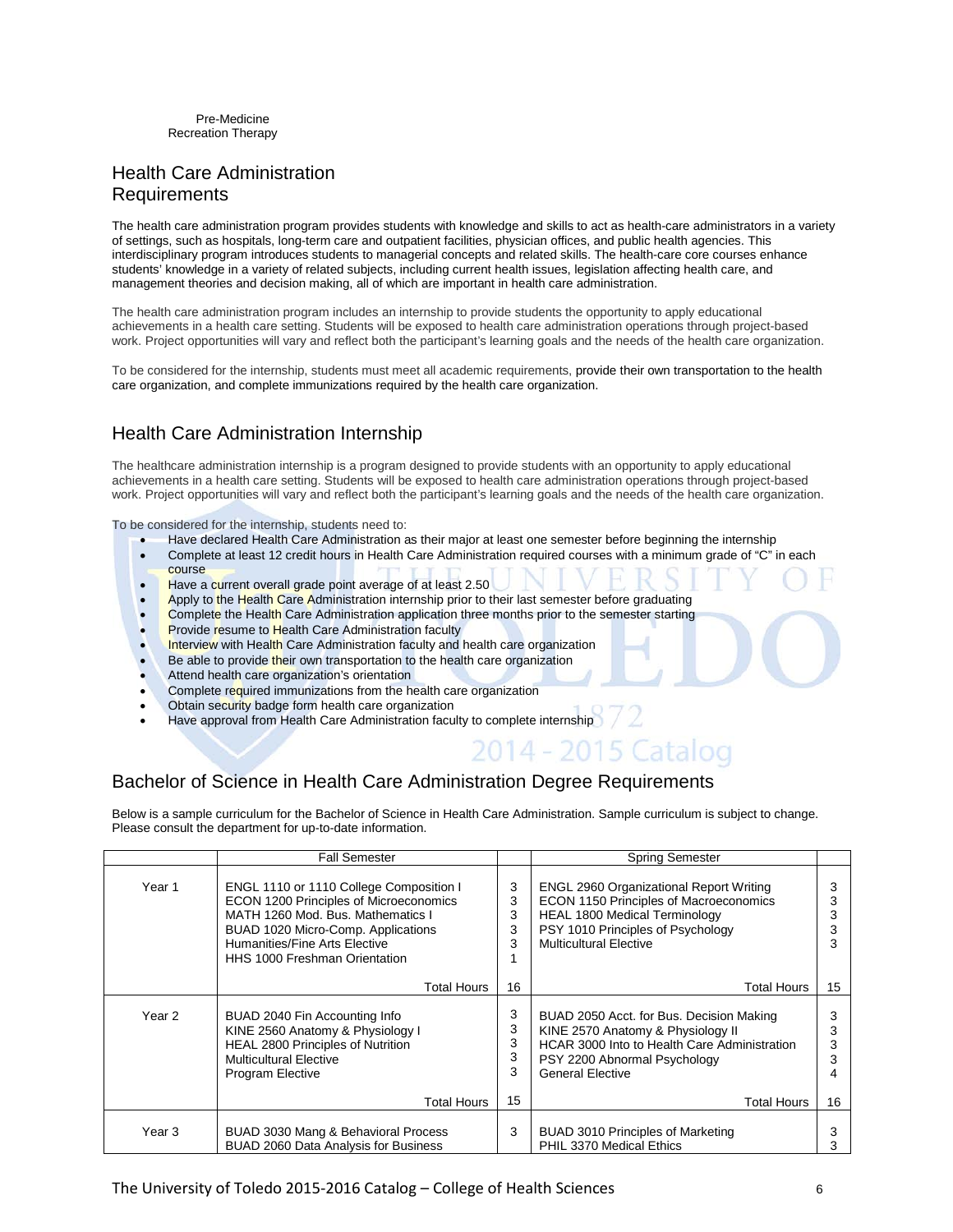Pre-Medicine
Recreation Therapy

## Health Care Administration Requirements

The health care administration program provides students with knowledge and skills to act as health-care administrators in a variety of settings, such as hospitals, long-term care and outpatient facilities, physician offices, and public health agencies. This interdisciplinary program introduces students to managerial concepts and related skills. The health-care core courses enhance students' knowledge in a variety of related subjects, including current health issues, legislation affecting health care, and management theories and decision making, all of which are important in health care administration.

The health care administration program includes an internship to provide students the opportunity to apply educational achievements in a health care setting. Students will be exposed to health care administration operations through project-based work. Project opportunities will vary and reflect both the participant's learning goals and the needs of the health care organization.

To be considered for the internship, students must meet all academic requirements, provide their own transportation to the health care organization, and complete immunizations required by the health care organization.

## Health Care Administration Internship

The healthcare administration internship is a program designed to provide students with an opportunity to apply educational achievements in a health care setting. Students will be exposed to health care administration operations through project-based work. Project opportunities will vary and reflect both the participant's learning goals and the needs of the health care organization.

To be considered for the internship, students need to:

- Have declared Health Care Administration as their major at least one semester before beginning the internship
- Complete at least 12 credit hours in Health Care Administration required courses with a minimum grade of "C" in each course
- Have a current overall grade point average of at least 2.50
- Apply to the Health Care Administration internship prior to their last semester before graduating
- Complete the Health Care Administration application three months prior to the semester starting
- Provide resume to Health Care Administration faculty
- Interview with Health Care Administration faculty and health care organization
- Be able to provide their own transportation to the health care organization
- Attend health care organization's orientation
- Complete required immunizations from the health care organization
- Obtain security badge form health care organization
- Have approval from Health Care Administration faculty to complete internship

## Bachelor of Science in Health Care Administration Degree Requirements

Below is a sample curriculum for the Bachelor of Science in Health Care Administration. Sample curriculum is subject to change. Please consult the department for up-to-date information.

| | Fall Semester | | Spring Semester | |
|---|---|---|---|---|
| Year 1 | ENGL 1110 or 1110 College Composition I<br>ECON 1200 Principles of Microeconomics<br>MATH 1260 Mod. Bus. Mathematics I<br>BUAD 1020 Micro-Comp. Applications<br>Humanities/Fine Arts Elective<br>HHS 1000 Freshman Orientation | 3<br>3<br>3<br>3<br>3<br>1 | ENGL 2960 Organizational Report Writing<br>ECON 1150 Principles of Macroeconomics<br>HEAL 1800 Medical Terminology<br>PSY 1010 Principles of Psychology<br>Multicultural Elective | 3<br>3<br>3<br>3<br>3 |
| | Total Hours | 16 | Total Hours | 15 |
| Year 2 | BUAD 2040 Fin Accounting Info<br>KINE 2560 Anatomy & Physiology I<br>HEAL 2800 Principles of Nutrition<br>Multicultural Elective<br>Program Elective | 3<br>3<br>3<br>3<br>3 | BUAD 2050 Acct. for Bus. Decision Making<br>KINE 2570 Anatomy & Physiology II<br>HCAR 3000 Into to Health Care Administration<br>PSY 2200 Abnormal Psychology<br>General Elective | 3<br>3<br>3<br>3<br>4 |
| | Total Hours | 15 | Total Hours | 16 |
| Year 3 | BUAD 3030 Mang & Behavioral Process<br>BUAD 2060 Data Analysis for Business | 3 | BUAD 3010 Principles of Marketing<br>PHIL 3370 Medical Ethics | 3<br>3 |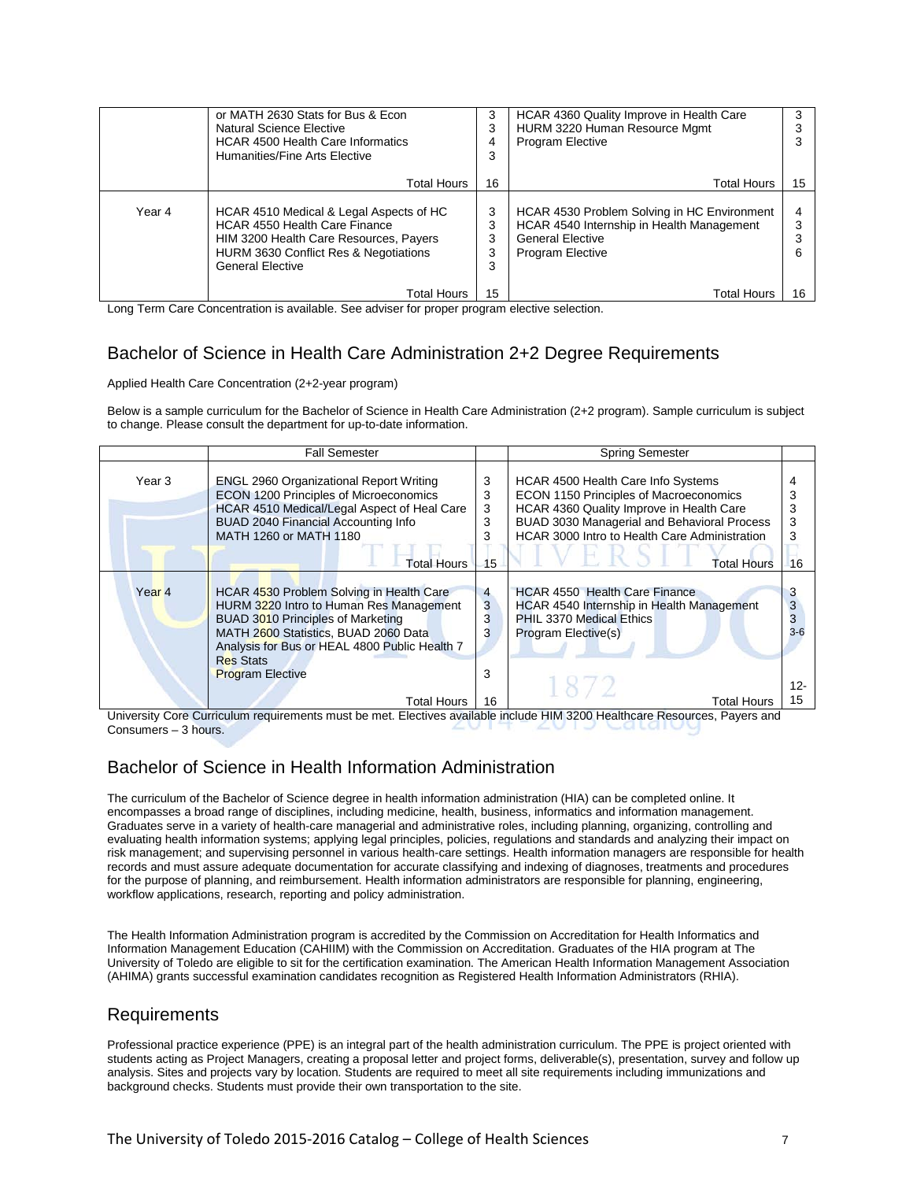| | | | | |
|---|---|---|---|---|
| | or MATH 2630 Stats for Bus & Econ<br>Natural Science Elective<br>HCAR 4500 Health Care Informatics<br>Humanities/Fine Arts Elective | 3<br>3<br>4<br>3 | HCAR 4360 Quality Improve in Health Care<br>HURM 3220 Human Resource Mgmt<br>Program Elective | 3<br>3<br>3 |
| | Total Hours | 16 | Total Hours | 15 |
| Year 4 | HCAR 4510 Medical & Legal Aspects of HC<br>HCAR 4550 Health Care Finance<br>HIM 3200 Health Care Resources, Payers<br>HURM 3630 Conflict Res & Negotiations<br>General Elective | 3<br>3<br>3<br>3<br>3 | HCAR 4530 Problem Solving in HC Environment<br>HCAR 4540 Internship in Health Management<br>General Elective<br>Program Elective | 4<br>3<br>3<br>6 |
| | Total Hours | 15 | Total Hours | 16 |

Long Term Care Concentration is available. See adviser for proper program elective selection.

## Bachelor of Science in Health Care Administration 2+2 Degree Requirements

Applied Health Care Concentration (2+2-year program)

Below is a sample curriculum for the Bachelor of Science in Health Care Administration (2+2 program). Sample curriculum is subject to change. Please consult the department for up-to-date information.

| | Fall Semester | | Spring Semester | |
|---|---|---|---|---|
| Year 3 | ENGL 2960 Organizational Report Writing<br>ECON 1200 Principles of Microeconomics<br>HCAR 4510 Medical/Legal Aspect of Heal Care<br>BUAD 2040 Financial Accounting Info<br>MATH 1260 or MATH 1180 | 3<br>3<br>3<br>3<br>3 | HCAR 4500 Health Care Info Systems<br>ECON 1150 Principles of Macroeconomics<br>HCAR 4360 Quality Improve in Health Care<br>BUAD 3030 Managerial and Behavioral Process<br>HCAR 3000 Intro to Health Care Administration | 4<br>3<br>3<br>3<br>3 |
| | Total Hours | 15 | Total Hours | 16 |
| Year 4 | HCAR 4530 Problem Solving in Health Care<br>HURM 3220 Intro to Human Res Management<br>BUAD 3010 Principles of Marketing<br>MATH 2600 Statistics, BUAD 2060 Data Analysis for Bus or HEAL 4800 Public Health 7 Res Stats<br>Program Elective | 4<br>3<br>3<br>3<br><br>3 | HCAR 4550 Health Care Finance<br>HCAR 4540 Internship in Health Management<br>PHIL 3370 Medical Ethics<br>Program Elective(s) | 3<br>3<br>3<br>3-6 |
| | Total Hours | 16 | Total Hours | 12-15 |

University Core Curriculum requirements must be met. Electives available include HIM 3200 Healthcare Resources, Payers and Consumers – 3 hours.

## Bachelor of Science in Health Information Administration

The curriculum of the Bachelor of Science degree in health information administration (HIA) can be completed online. It encompasses a broad range of disciplines, including medicine, health, business, informatics and information management. Graduates serve in a variety of health-care managerial and administrative roles, including planning, organizing, controlling and evaluating health information systems; applying legal principles, policies, regulations and standards and analyzing their impact on risk management; and supervising personnel in various health-care settings. Health information managers are responsible for health records and must assure adequate documentation for accurate classifying and indexing of diagnoses, treatments and procedures for the purpose of planning, and reimbursement. Health information administrators are responsible for planning, engineering, workflow applications, research, reporting and policy administration.

The Health Information Administration program is accredited by the Commission on Accreditation for Health Informatics and Information Management Education (CAHIIM) with the Commission on Accreditation. Graduates of the HIA program at The University of Toledo are eligible to sit for the certification examination. The American Health Information Management Association (AHIMA) grants successful examination candidates recognition as Registered Health Information Administrators (RHIA).

## Requirements

Professional practice experience (PPE) is an integral part of the health administration curriculum. The PPE is project oriented with students acting as Project Managers, creating a proposal letter and project forms, deliverable(s), presentation, survey and follow up analysis. Sites and projects vary by location. Students are required to meet all site requirements including immunizations and background checks. Students must provide their own transportation to the site.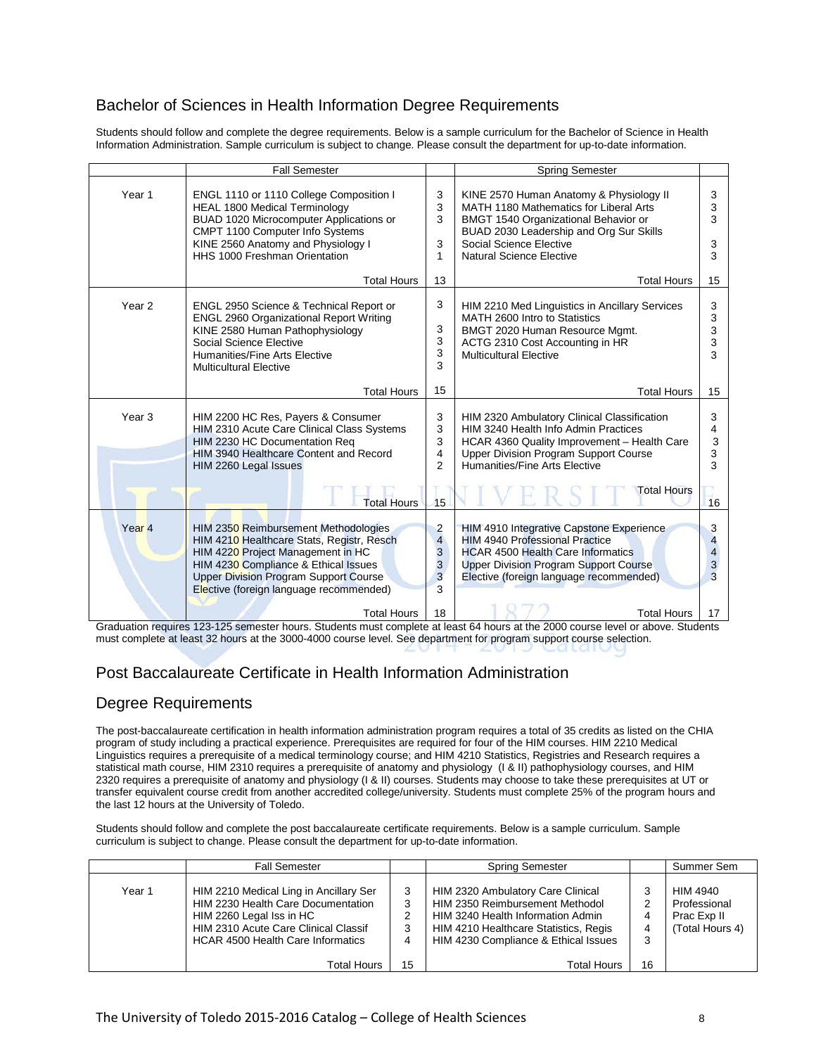## Bachelor of Sciences in Health Information Degree Requirements

Students should follow and complete the degree requirements. Below is a sample curriculum for the Bachelor of Science in Health Information Administration. Sample curriculum is subject to change. Please consult the department for up-to-date information.

| | Fall Semester | | Spring Semester | |
|---|---|---|---|---|
| Year 1 | ENGL 1110 or 1110 College Composition I<br>HEAL 1800 Medical Terminology<br>BUAD 1020 Microcomputer Applications or CMPT 1100 Computer Info Systems<br>KINE 2560 Anatomy and Physiology I<br>HHS 1000 Freshman Orientation | 3<br>3<br>3<br><br>3<br>1 | KINE 2570 Human Anatomy & Physiology II<br>MATH 1180 Mathematics for Liberal Arts<br>BMGT 1540 Organizational Behavior or BUAD 2030 Leadership and Org Sur Skills<br>Social Science Elective<br>Natural Science Elective | 3<br>3<br>3<br><br>3<br>3 |
| | Total Hours | 13 | Total Hours | 15 |
| Year 2 | ENGL 2950 Science & Technical Report or ENGL 2960 Organizational Report Writing<br>KINE 2580 Human Pathophysiology<br>Social Science Elective<br>Humanities/Fine Arts Elective<br>Multicultural Elective | 3<br><br>3<br>3<br>3<br>3 | HIM 2210 Med Linguistics in Ancillary Services<br>MATH 2600 Intro to Statistics<br>BMGT 2020 Human Resource Mgmt.<br>ACTG 2310 Cost Accounting in HR<br>Multicultural Elective | 3<br>3<br>3<br>3<br>3 |
| | Total Hours | 15 | Total Hours | 15 |
| Year 3 | HIM 2200 HC Res, Payers & Consumer<br>HIM 2310 Acute Care Clinical Class Systems<br>HIM 2230 HC Documentation Req<br>HIM 3940 Healthcare Content and Record<br>HIM 2260 Legal Issues | 3<br>3<br>3<br>4<br>2 | HIM 2320 Ambulatory Clinical Classification<br>HIM 3240 Health Info Admin Practices<br>HCAR 4360 Quality Improvement – Health Care<br>Upper Division Program Support Course<br>Humanities/Fine Arts Elective | 3<br>4<br>3<br>3<br>3 |
| | Total Hours | 15 | Total Hours | 16 |
| Year 4 | HIM 2350 Reimbursement Methodologies<br>HIM 4210 Healthcare Stats, Registr, Resch<br>HIM 4220 Project Management in HC<br>HIM 4230 Compliance & Ethical Issues<br>Upper Division Program Support Course<br>Elective (foreign language recommended) | 2<br>4<br>3<br>3<br>3<br>3 | HIM 4910 Integrative Capstone Experience<br>HIM 4940 Professional Practice<br>HCAR 4500 Health Care Informatics<br>Upper Division Program Support Course<br>Elective (foreign language recommended) | 3<br>4<br>4<br>3<br>3 |
| | Total Hours | 18 | Total Hours | 17 |

Graduation requires 123-125 semester hours. Students must complete at least 64 hours at the 2000 course level or above. Students must complete at least 32 hours at the 3000-4000 course level. See department for program support course selection.

## Post Baccalaureate Certificate in Health Information Administration

## Degree Requirements

The post-baccalaureate certification in health information administration program requires a total of 35 credits as listed on the CHIA program of study including a practical experience. Prerequisites are required for four of the HIM courses. HIM 2210 Medical Linguistics requires a prerequisite of a medical terminology course; and HIM 4210 Statistics, Registries and Research requires a statistical math course, HIM 2310 requires a prerequisite of anatomy and physiology (I & II) pathophysiology courses, and HIM 2320 requires a prerequisite of anatomy and physiology (I & II) courses. Students may choose to take these prerequisites at UT or transfer equivalent course credit from another accredited college/university. Students must complete 25% of the program hours and the last 12 hours at the University of Toledo.

Students should follow and complete the post baccalaureate certificate requirements. Below is a sample curriculum. Sample curriculum is subject to change. Please consult the department for up-to-date information.

| | Fall Semester | | Spring Semester | | Summer Sem |
|---|---|---|---|---|---|
| Year 1 | HIM 2210 Medical Ling in Ancillary Ser<br>HIM 2230 Health Care Documentation<br>HIM 2260 Legal Iss in HC<br>HIM 2310 Acute Care Clinical Classif<br>HCAR 4500 Health Care Informatics | 3<br>3<br>2<br>3<br>4 | HIM 2320 Ambulatory Care Clinical<br>HIM 2350 Reimbursement Methodol<br>HIM 3240 Health Information Admin<br>HIM 4210 Healthcare Statistics, Regis<br>HIM 4230 Compliance & Ethical Issues | 3<br>2<br>4<br>4<br>3 | HIM 4940 Professional Prac Exp II (Total Hours 4) |
| | Total Hours | 15 | Total Hours | 16 | |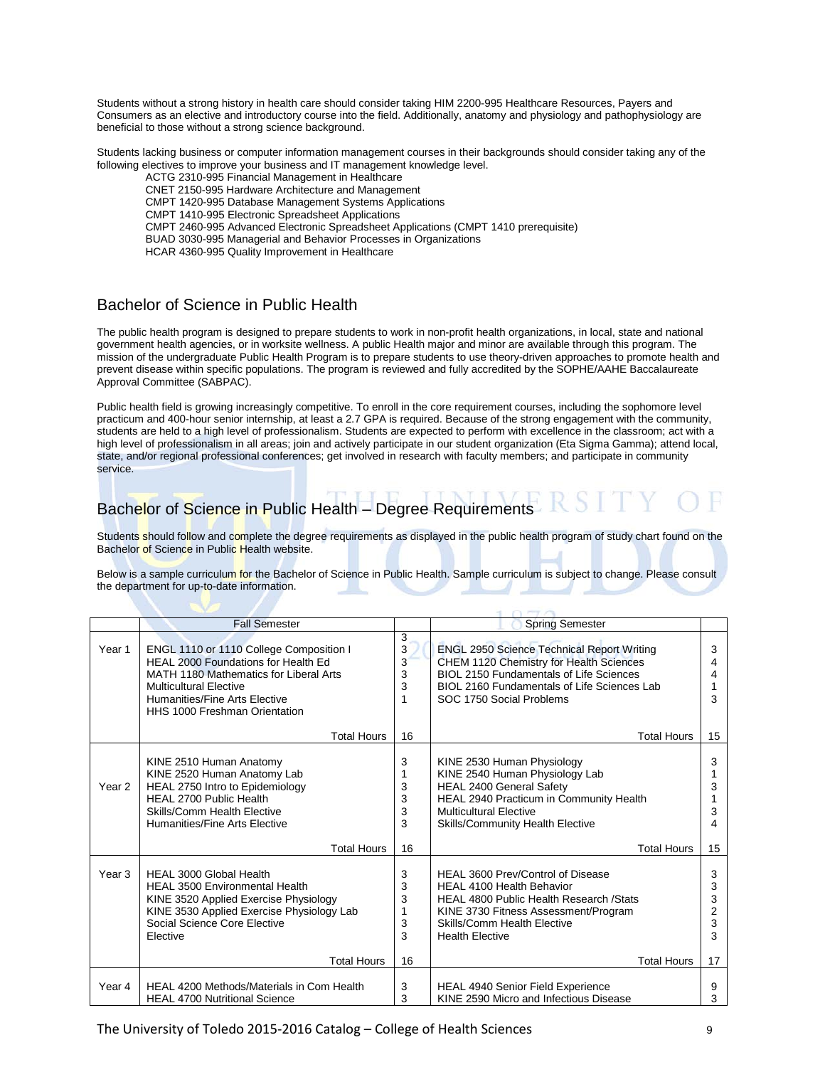Students without a strong history in health care should consider taking HIM 2200-995 Healthcare Resources, Payers and Consumers as an elective and introductory course into the field. Additionally, anatomy and physiology and pathophysiology are beneficial to those without a strong science background.

Students lacking business or computer information management courses in their backgrounds should consider taking any of the following electives to improve your business and IT management knowledge level.

- ACTG 2310-995 Financial Management in Healthcare
- CNET 2150-995 Hardware Architecture and Management
- CMPT 1420-995 Database Management Systems Applications
- CMPT 1410-995 Electronic Spreadsheet Applications
- CMPT 2460-995 Advanced Electronic Spreadsheet Applications (CMPT 1410 prerequisite)
- BUAD 3030-995 Managerial and Behavior Processes in Organizations
- HCAR 4360-995 Quality Improvement in Healthcare

## Bachelor of Science in Public Health

The public health program is designed to prepare students to work in non-profit health organizations, in local, state and national government health agencies, or in worksite wellness. A public Health major and minor are available through this program. The mission of the undergraduate Public Health Program is to prepare students to use theory-driven approaches to promote health and prevent disease within specific populations. The program is reviewed and fully accredited by the SOPHE/AAHE Baccalaureate Approval Committee (SABPAC).

Public health field is growing increasingly competitive. To enroll in the core requirement courses, including the sophomore level practicum and 400-hour senior internship, at least a 2.7 GPA is required. Because of the strong engagement with the community, students are held to a high level of professionalism. Students are expected to perform with excellence in the classroom; act with a high level of professionalism in all areas; join and actively participate in our student organization (Eta Sigma Gamma); attend local, state, and/or regional professional conferences; get involved in research with faculty members; and participate in community service.

## Bachelor of Science in Public Health – Degree Requirements

Students should follow and complete the degree requirements as displayed in the public health program of study chart found on the Bachelor of Science in Public Health website.

Below is a sample curriculum for the Bachelor of Science in Public Health. Sample curriculum is subject to change. Please consult the department for up-to-date information.

| | Fall Semester | | Spring Semester | |
|---|---|---|---|---|
| Year 1 | ENGL 1110 or 1110 College Composition I<br>HEAL 2000 Foundations for Health Ed<br>MATH 1180 Mathematics for Liberal Arts<br>Multicultural Elective<br>Humanities/Fine Arts Elective<br>HHS 1000 Freshman Orientation | 3<br>3<br>3<br>3<br>3<br>1 | ENGL 2950 Science Technical Report Writing<br>CHEM 1120 Chemistry for Health Sciences<br>BIOL 2150 Fundamentals of Life Sciences<br>BIOL 2160 Fundamentals of Life Sciences Lab<br>SOC 1750 Social Problems | 3<br>4<br>4<br>1<br>3 |
| | Total Hours | 16 | Total Hours | 15 |
| Year 2 | KINE 2510 Human Anatomy<br>KINE 2520 Human Anatomy Lab<br>HEAL 2750 Intro to Epidemiology<br>HEAL 2700 Public Health<br>Skills/Comm Health Elective<br>Humanities/Fine Arts Elective | 3<br>1<br>3<br>3<br>3<br>3 | KINE 2530 Human Physiology<br>KINE 2540 Human Physiology Lab<br>HEAL 2400 General Safety<br>HEAL 2940 Practicum in Community Health<br>Multicultural Elective<br>Skills/Community Health Elective | 3<br>1<br>3<br>1<br>3<br>4 |
| | Total Hours | 16 | Total Hours | 15 |
| Year 3 | HEAL 3000 Global Health<br>HEAL 3500 Environmental Health<br>KINE 3520 Applied Exercise Physiology<br>KINE 3530 Applied Exercise Physiology Lab<br>Social Science Core Elective<br>Elective | 3<br>3<br>3<br>1<br>3<br>3 | HEAL 3600 Prev/Control of Disease<br>HEAL 4100 Health Behavior<br>HEAL 4800 Public Health Research /Stats<br>KINE 3730 Fitness Assessment/Program<br>Skills/Comm Health Elective<br>Health Elective | 3<br>3<br>3<br>2<br>3<br>3 |
| | Total Hours | 16 | Total Hours | 17 |
| Year 4 | HEAL 4200 Methods/Materials in Com Health<br>HEAL 4700 Nutritional Science | 3<br>3 | HEAL 4940 Senior Field Experience<br>KINE 2590 Micro and Infectious Disease | 9<br>3 |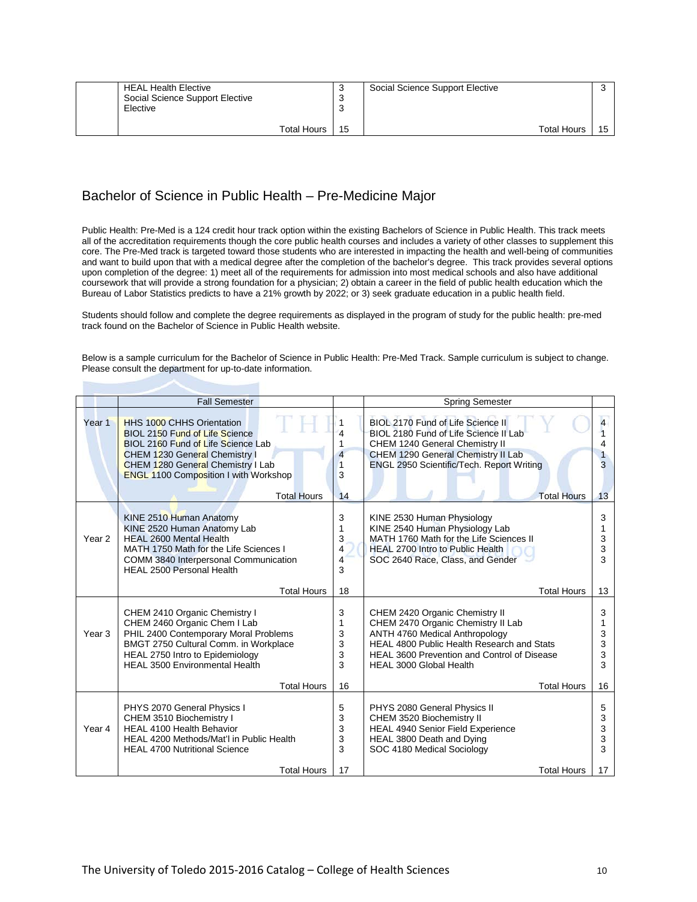| | | | | |
|---|---|---|---|---|
| | HEAL Health Elective<br>Social Science Support Elective<br>Elective | 3<br>3<br>3 | Social Science Support Elective | 3 |
| | Total Hours | 15 | Total Hours | 15 |

## Bachelor of Science in Public Health – Pre-Medicine Major

Public Health: Pre-Med is a 124 credit hour track option within the existing Bachelors of Science in Public Health. This track meets all of the accreditation requirements though the core public health courses and includes a variety of other classes to supplement this core. The Pre-Med track is targeted toward those students who are interested in impacting the health and well-being of communities and want to build upon that with a medical degree after the completion of the bachelor's degree. This track provides several options upon completion of the degree: 1) meet all of the requirements for admission into most medical schools and also have additional coursework that will provide a strong foundation for a physician; 2) obtain a career in the field of public health education which the Bureau of Labor Statistics predicts to have a 21% growth by 2022; or 3) seek graduate education in a public health field.

Students should follow and complete the degree requirements as displayed in the program of study for the public health: pre-med track found on the Bachelor of Science in Public Health website.

Below is a sample curriculum for the Bachelor of Science in Public Health: Pre-Med Track. Sample curriculum is subject to change. Please consult the department for up-to-date information.

| | Fall Semester | | Spring Semester | |
|---|---|---|---|---|
| Year 1 | HHS 1000 CHHS Orientation<br>BIOL 2150 Fund of Life Science<br>BIOL 2160 Fund of Life Science Lab<br>CHEM 1230 General Chemistry I<br>CHEM 1280 General Chemistry I Lab<br>ENGL 1100 Composition I with Workshop | 1<br>4<br>1<br>4<br>1<br>3 | BIOL 2170 Fund of Life Science II<br>BIOL 2180 Fund of Life Science II Lab<br>CHEM 1240 General Chemistry II<br>CHEM 1290 General Chemistry II Lab<br>ENGL 2950 Scientific/Tech. Report Writing | 4<br>1<br>4<br>1<br>3 |
| | Total Hours | 14 | Total Hours | 13 |
| Year 2 | KINE 2510 Human Anatomy<br>KINE 2520 Human Anatomy Lab<br>HEAL 2600 Mental Health<br>MATH 1750 Math for the Life Sciences I<br>COMM 3840 Interpersonal Communication<br>HEAL 2500 Personal Health | 3<br>1<br>3<br>4<br>4<br>3 | KINE 2530 Human Physiology<br>KINE 2540 Human Physiology Lab<br>MATH 1760 Math for the Life Sciences II<br>HEAL 2700 Intro to Public Health<br>SOC 2640 Race, Class, and Gender | 3<br>1<br>3<br>3<br>3 |
| | Total Hours | 18 | Total Hours | 13 |
| Year 3 | CHEM 2410 Organic Chemistry I<br>CHEM 2460 Organic Chem I Lab<br>PHIL 2400 Contemporary Moral Problems<br>BMGT 2750 Cultural Comm. in Workplace<br>HEAL 2750 Intro to Epidemiology<br>HEAL 3500 Environmental Health | 3<br>1<br>3<br>3<br>3<br>3 | CHEM 2420 Organic Chemistry II<br>CHEM 2470 Organic Chemistry II Lab<br>ANTH 4760 Medical Anthropology<br>HEAL 4800 Public Health Research and Stats<br>HEAL 3600 Prevention and Control of Disease<br>HEAL 3000 Global Health | 3<br>1<br>3<br>3<br>3<br>3 |
| | Total Hours | 16 | Total Hours | 16 |
| Year 4 | PHYS 2070 General Physics I<br>CHEM 3510 Biochemistry I<br>HEAL 4100 Health Behavior<br>HEAL 4200 Methods/Mat'l in Public Health<br>HEAL 4700 Nutritional Science | 5<br>3<br>3<br>3<br>3 | PHYS 2080 General Physics II<br>CHEM 3520 Biochemistry II<br>HEAL 4940 Senior Field Experience<br>HEAL 3800 Death and Dying<br>SOC 4180 Medical Sociology | 5<br>3<br>3<br>3<br>3 |
| | Total Hours | 17 | Total Hours | 17 |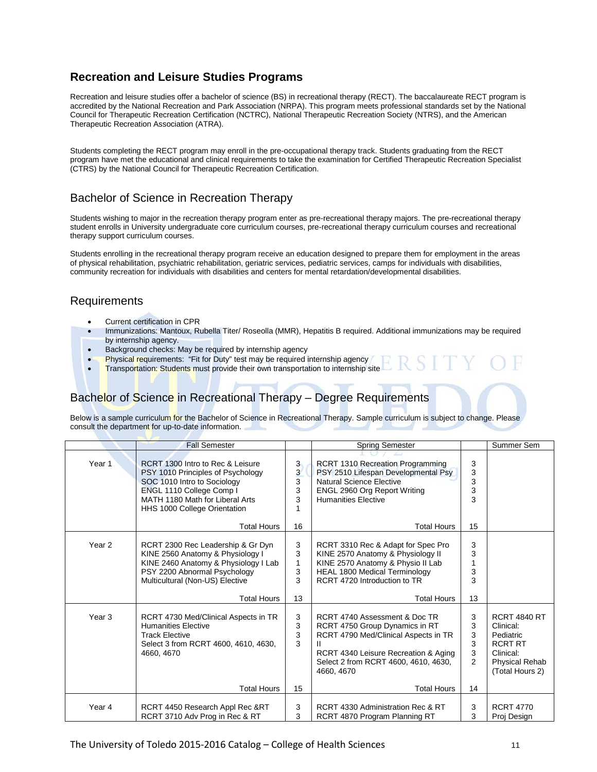## Recreation and Leisure Studies Programs

Recreation and leisure studies offer a bachelor of science (BS) in recreational therapy (RECT). The baccalaureate RECT program is accredited by the National Recreation and Park Association (NRPA). This program meets professional standards set by the National Council for Therapeutic Recreation Certification (NCTRC), National Therapeutic Recreation Society (NTRS), and the American Therapeutic Recreation Association (ATRA).

Students completing the RECT program may enroll in the pre-occupational therapy track. Students graduating from the RECT program have met the educational and clinical requirements to take the examination for Certified Therapeutic Recreation Specialist (CTRS) by the National Council for Therapeutic Recreation Certification.

### Bachelor of Science in Recreation Therapy

Students wishing to major in the recreation therapy program enter as pre-recreational therapy majors. The pre-recreational therapy student enrolls in University undergraduate core curriculum courses, pre-recreational therapy curriculum courses and recreational therapy support curriculum courses.

Students enrolling in the recreational therapy program receive an education designed to prepare them for employment in the areas of physical rehabilitation, psychiatric rehabilitation, geriatric services, pediatric services, camps for individuals with disabilities, community recreation for individuals with disabilities and centers for mental retardation/developmental disabilities.

### Requirements

- Current certification in CPR
- Immunizations: Mantoux, Rubella Titer/ Roseolla (MMR), Hepatitis B required. Additional immunizations may be required by internship agency.
- Background checks: May be required by internship agency
- Physical requirements: "Fit for Duty" test may be required internship agency
- Transportation: Students must provide their own transportation to internship site

### Bachelor of Science in Recreational Therapy – Degree Requirements

Below is a sample curriculum for the Bachelor of Science in Recreational Therapy. Sample curriculum is subject to change. Please consult the department for up-to-date information.

| | Fall Semester | | Spring Semester | | Summer Sem |
|---|---|---|---|---|---|
| Year 1 | RCRT 1300 Intro to Rec & Leisure<br>PSY 1010 Principles of Psychology<br>SOC 1010 Intro to Sociology<br>ENGL 1110 College Comp I<br>MATH 1180 Math for Liberal Arts<br>HHS 1000 College Orientation | 3<br>3<br>3<br>3<br>3<br>1 | RCRT 1310 Recreation Programming<br>PSY 2510 Lifespan Developmental Psy<br>Natural Science Elective<br>ENGL 2960 Org Report Writing<br>Humanities Elective | 3<br>3<br>3<br>3<br>3 | |
| | Total Hours | 16 | Total Hours | 15 | |
| Year 2 | RCRT 2300 Rec Leadership & Gr Dyn<br>KINE 2560 Anatomy & Physiology I<br>KINE 2460 Anatomy & Physiology I Lab<br>PSY 2200 Abnormal Psychology<br>Multicultural (Non-US) Elective | 3<br>3<br>1<br>3<br>3 | RCRT 3310 Rec & Adapt for Spec Pro<br>KINE 2570 Anatomy & Physiology II<br>KINE 2570 Anatomy & Physio II Lab<br>HEAL 1800 Medical Terminology<br>RCRT 4720 Introduction to TR | 3<br>3<br>1<br>3<br>3 | |
| | Total Hours | 13 | Total Hours | 13 | |
| Year 3 | RCRT 4730 Med/Clinical Aspects in TR<br>Humanities Elective<br>Track Elective<br>Select 3 from RCRT 4600, 4610, 4630, 4660, 4670 | 3<br>3<br>3<br>3 | RCRT 4740 Assessment & Doc TR<br>RCRT 4750 Group Dynamics in RT<br>RCRT 4790 Med/Clinical Aspects in TR II<br>RCRT 4340 Leisure Recreation & Aging<br>Select 2 from RCRT 4600, 4610, 4630, 4660, 4670 | 3<br>3<br>3<br>3<br>3<br>2 | RCRT 4840 RT Clinical: Pediatric<br>RCRT RT Clinical: Physical Rehab (Total Hours 2) |
| | Total Hours | 15 | Total Hours | 14 | |
| Year 4 | RCRT 4450 Research Appl Rec &RT<br>RCRT 3710 Adv Prog in Rec & RT | 3<br>3 | RCRT 4330 Administration Rec & RT<br>RCRT 4870 Program Planning RT | 3<br>3 | RCRT 4770 Proj Design |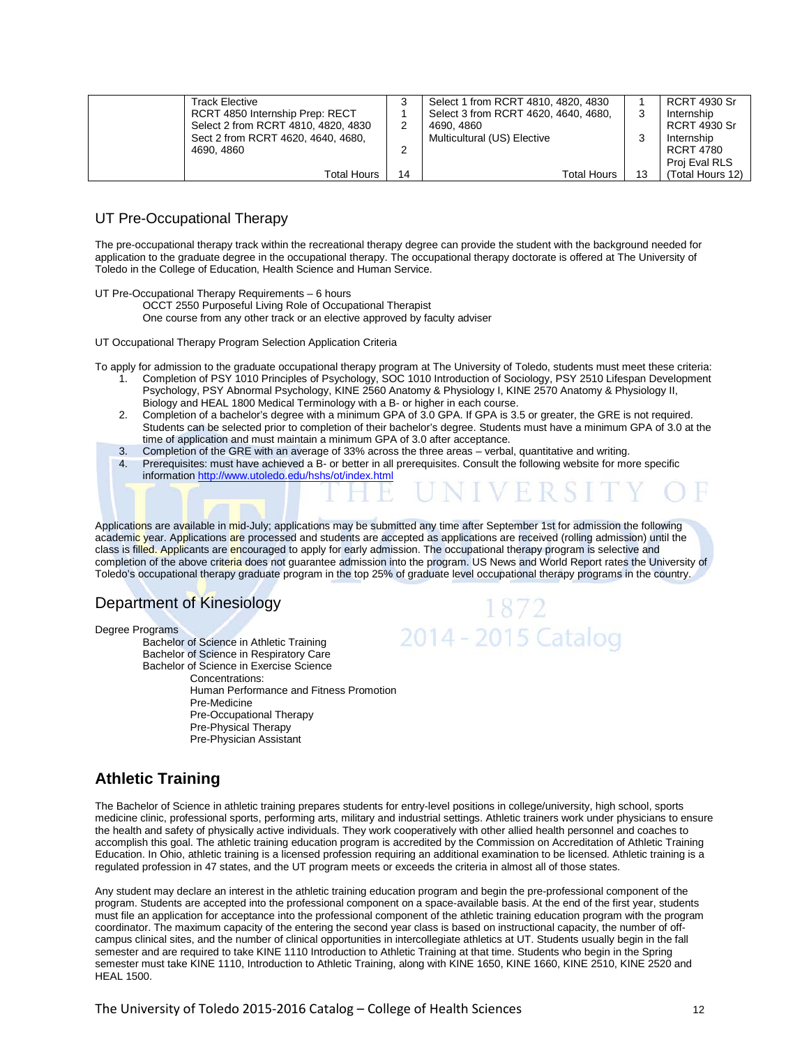| | Track Elective<br>RCRT 4850 Internship Prep: RECT<br>Select 2 from RCRT 4810, 4820, 4830<br>Sect 2 from RCRT 4620, 4640, 4680, 4690, 4860 | 3<br>1<br>2<br>2 | Select 1 from RCRT 4810, 4820, 4830<br>Select 3 from RCRT 4620, 4640, 4680, 4690, 4860<br>Multicultural (US) Elective | 1<br>3<br>3 | RCRT 4930 Sr Internship<br>RCRT 4930 Sr Internship<br>RCRT 4780 Proj Eval RLS |
|---|---|---|---|---|---|
| | Total Hours | 14 | Total Hours | 13 | (Total Hours 12) |

## UT Pre-Occupational Therapy

The pre-occupational therapy track within the recreational therapy degree can provide the student with the background needed for application to the graduate degree in the occupational therapy. The occupational therapy doctorate is offered at The University of Toledo in the College of Education, Health Science and Human Service.

UT Pre-Occupational Therapy Requirements – 6 hours

- OCCT 2550 Purposeful Living Role of Occupational Therapist
- One course from any other track or an elective approved by faculty adviser

UT Occupational Therapy Program Selection Application Criteria

To apply for admission to the graduate occupational therapy program at The University of Toledo, students must meet these criteria:

1. Completion of PSY 1010 Principles of Psychology, SOC 1010 Introduction of Sociology, PSY 2510 Lifespan Development Psychology, PSY Abnormal Psychology, KINE 2560 Anatomy & Physiology I, KINE 2570 Anatomy & Physiology II, Biology and HEAL 1800 Medical Terminology with a B- or higher in each course.
2. Completion of a bachelor's degree with a minimum GPA of 3.0 GPA. If GPA is 3.5 or greater, the GRE is not required. Students can be selected prior to completion of their bachelor's degree. Students must have a minimum GPA of 3.0 at the time of application and must maintain a minimum GPA of 3.0 after acceptance.
3. Completion of the GRE with an average of 33% across the three areas – verbal, quantitative and writing.
4. Prerequisites: must have achieved a B- or better in all prerequisites. Consult the following website for more specific information http://www.utoledo.edu/hshs/ot/index.html

Applications are available in mid-July; applications may be submitted any time after September 1st for admission the following academic year. Applications are processed and students are accepted as applications are received (rolling admission) until the class is filled. Applicants are encouraged to apply for early admission. The occupational therapy program is selective and completion of the above criteria does not guarantee admission into the program. US News and World Report rates the University of Toledo's occupational therapy graduate program in the top 25% of graduate level occupational therapy programs in the country.

## Department of Kinesiology

Degree Programs

- Bachelor of Science in Athletic Training
- Bachelor of Science in Respiratory Care
- Bachelor of Science in Exercise Science
  - Concentrations:
    - Human Performance and Fitness Promotion
    - Pre-Medicine
    - Pre-Occupational Therapy
    - Pre-Physical Therapy
    - Pre-Physician Assistant

## Athletic Training

The Bachelor of Science in athletic training prepares students for entry-level positions in college/university, high school, sports medicine clinic, professional sports, performing arts, military and industrial settings. Athletic trainers work under physicians to ensure the health and safety of physically active individuals. They work cooperatively with other allied health personnel and coaches to accomplish this goal. The athletic training education program is accredited by the Commission on Accreditation of Athletic Training Education. In Ohio, athletic training is a licensed profession requiring an additional examination to be licensed. Athletic training is a regulated profession in 47 states, and the UT program meets or exceeds the criteria in almost all of those states.

Any student may declare an interest in the athletic training education program and begin the pre-professional component of the program. Students are accepted into the professional component on a space-available basis. At the end of the first year, students must file an application for acceptance into the professional component of the athletic training education program with the program coordinator. The maximum capacity of the entering the second year class is based on instructional capacity, the number of off-campus clinical sites, and the number of clinical opportunities in intercollegiate athletics at UT. Students usually begin in the fall semester and are required to take KINE 1110 Introduction to Athletic Training at that time. Students who begin in the Spring semester must take KINE 1110, Introduction to Athletic Training, along with KINE 1650, KINE 1660, KINE 2510, KINE 2520 and HEAL 1500.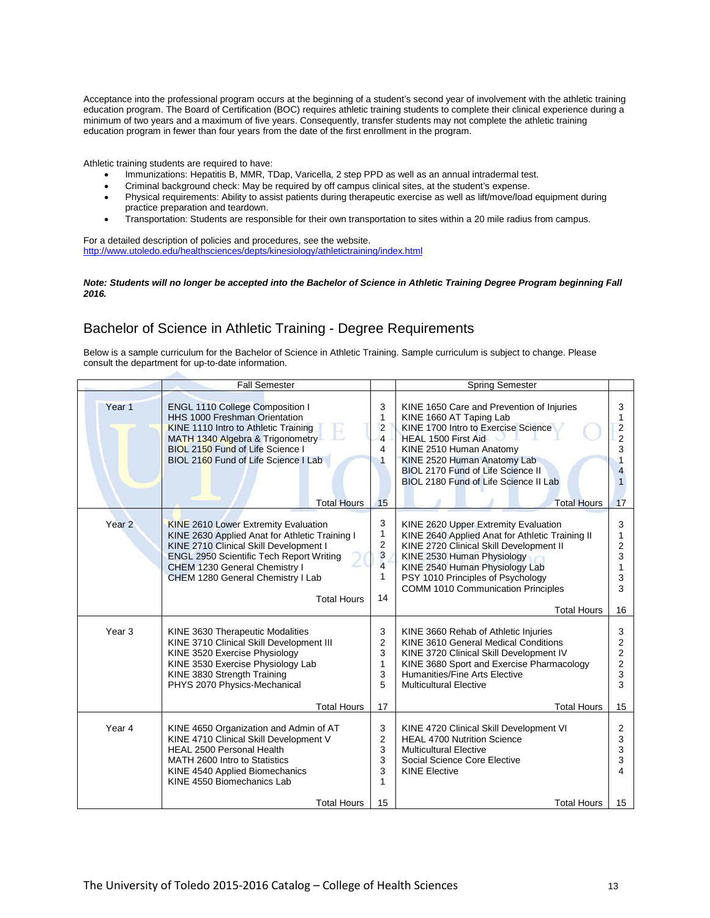Acceptance into the professional program occurs at the beginning of a student's second year of involvement with the athletic training education program. The Board of Certification (BOC) requires athletic training students to complete their clinical experience during a minimum of two years and a maximum of five years. Consequently, transfer students may not complete the athletic training education program in fewer than four years from the date of the first enrollment in the program.

Athletic training students are required to have:

- Immunizations: Hepatitis B, MMR, TDap, Varicella, 2 step PPD as well as an annual intradermal test.
- Criminal background check: May be required by off campus clinical sites, at the student's expense.
- Physical requirements: Ability to assist patients during therapeutic exercise as well as lift/move/load equipment during practice preparation and teardown.
- Transportation: Students are responsible for their own transportation to sites within a 20 mile radius from campus.

For a detailed description of policies and procedures, see the website.
http://www.utoledo.edu/healthsciences/depts/kinesiology/athletictraining/index.html

***Note: Students will no longer be accepted into the Bachelor of Science in Athletic Training Degree Program beginning Fall 2016.***

## Bachelor of Science in Athletic Training - Degree Requirements

Below is a sample curriculum for the Bachelor of Science in Athletic Training. Sample curriculum is subject to change. Please consult the department for up-to-date information.

| | Fall Semester | | Spring Semester | |
|---|---|---|---|---|
| Year 1 | ENGL 1110 College Composition I | 3 | KINE 1650 Care and Prevention of Injuries | 3 |
| | HHS 1000 Freshman Orientation | 1 | KINE 1660 AT Taping Lab | 1 |
| | KINE 1110 Intro to Athletic Training | 2 | KINE 1700 Intro to Exercise Science | 2 |
| | MATH 1340 Algebra & Trigonometry | 4 | HEAL 1500 First Aid | 2 |
| | BIOL 2150 Fund of Life Science I | 4 | KINE 2510 Human Anatomy | 3 |
| | BIOL 2160 Fund of Life Science I Lab | 1 | KINE 2520 Human Anatomy Lab | 1 |
| | | | BIOL 2170 Fund of Life Science II | 4 |
| | | | BIOL 2180 Fund of Life Science II Lab | 1 |
| | Total Hours | 15 | Total Hours | 17 |
| Year 2 | KINE 2610 Lower Extremity Evaluation | 3 | KINE 2620 Upper Extremity Evaluation | 3 |
| | KINE 2630 Applied Anat for Athletic Training I | 1 | KINE 2640 Applied Anat for Athletic Training II | 1 |
| | KINE 2710 Clinical Skill Development I | 2 | KINE 2720 Clinical Skill Development II | 2 |
| | ENGL 2950 Scientific Tech Report Writing | 3 | KINE 2530 Human Physiology | 3 |
| | CHEM 1230 General Chemistry I | 4 | KINE 2540 Human Physiology Lab | 1 |
| | CHEM 1280 General Chemistry I Lab | 1 | PSY 1010 Principles of Psychology | 3 |
| | | | COMM 1010 Communication Principles | 3 |
| | Total Hours | 14 | Total Hours | 16 |
| Year 3 | KINE 3630 Therapeutic Modalities | 3 | KINE 3660 Rehab of Athletic Injuries | 3 |
| | KINE 3710 Clinical Skill Development III | 2 | KINE 3610 General Medical Conditions | 2 |
| | KINE 3520 Exercise Physiology | 3 | KINE 3720 Clinical Skill Development IV | 2 |
| | KINE 3530 Exercise Physiology Lab | 1 | KINE 3680 Sport and Exercise Pharmacology | 2 |
| | KINE 3830 Strength Training | 3 | Humanities/Fine Arts Elective | 3 |
| | PHYS 2070 Physics-Mechanical | 5 | Multicultural Elective | 3 |
| | Total Hours | 17 | Total Hours | 15 |
| Year 4 | KINE 4650 Organization and Admin of AT | 3 | KINE 4720 Clinical Skill Development VI | 2 |
| | KINE 4710 Clinical Skill Development V | 2 | HEAL 4700 Nutrition Science | 3 |
| | HEAL 2500 Personal Health | 3 | Multicultural Elective | 3 |
| | MATH 2600 Intro to Statistics | 3 | Social Science Core Elective | 3 |
| | KINE 4540 Applied Biomechanics | 3 | KINE Elective | 4 |
| | KINE 4550 Biomechanics Lab | 1 | | |
| | Total Hours | 15 | Total Hours | 15 |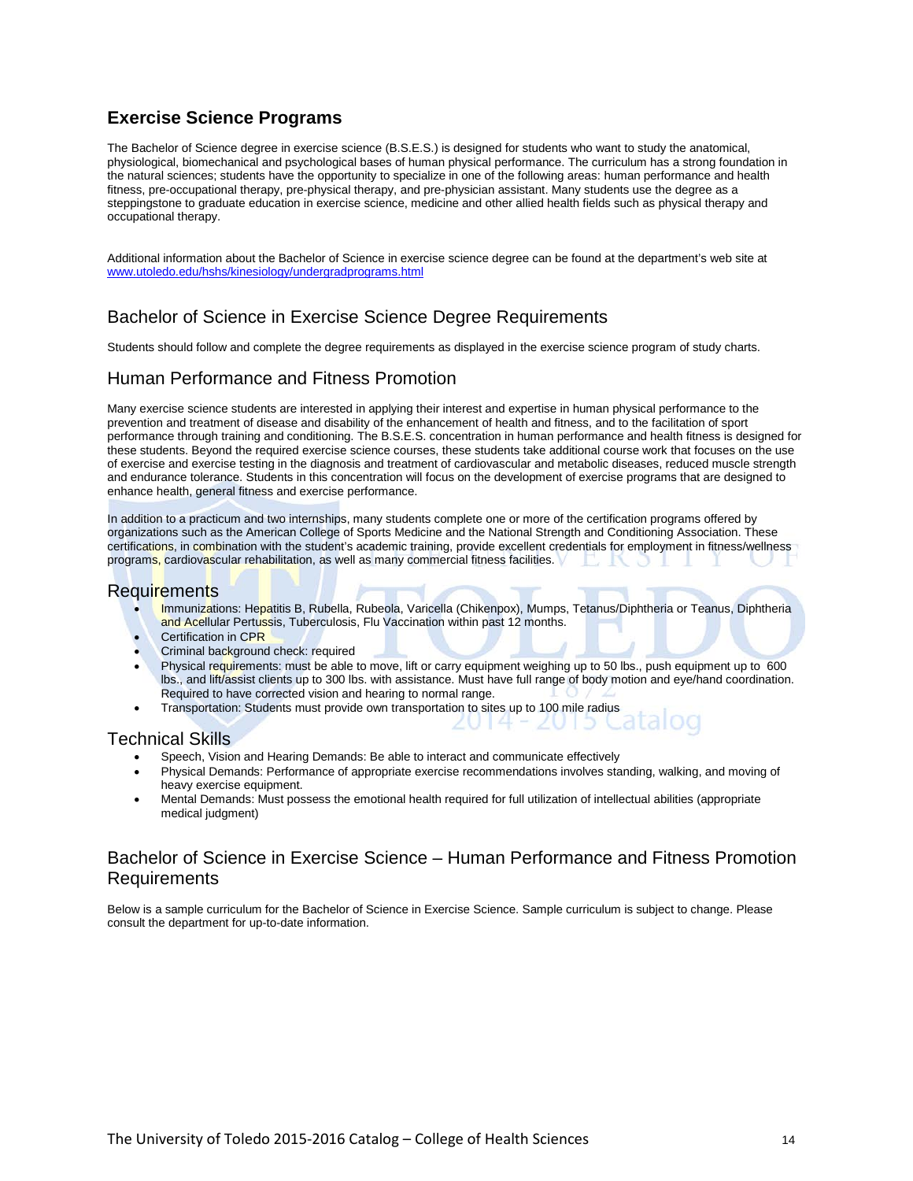## Exercise Science Programs

The Bachelor of Science degree in exercise science (B.S.E.S.) is designed for students who want to study the anatomical, physiological, biomechanical and psychological bases of human physical performance. The curriculum has a strong foundation in the natural sciences; students have the opportunity to specialize in one of the following areas: human performance and health fitness, pre-occupational therapy, pre-physical therapy, and pre-physician assistant. Many students use the degree as a steppingstone to graduate education in exercise science, medicine and other allied health fields such as physical therapy and occupational therapy.

Additional information about the Bachelor of Science in exercise science degree can be found at the department's web site at www.utoledo.edu/hshs/kinesiology/undergradprograms.html

### Bachelor of Science in Exercise Science Degree Requirements

Students should follow and complete the degree requirements as displayed in the exercise science program of study charts.

### Human Performance and Fitness Promotion

Many exercise science students are interested in applying their interest and expertise in human physical performance to the prevention and treatment of disease and disability of the enhancement of health and fitness, and to the facilitation of sport performance through training and conditioning. The B.S.E.S. concentration in human performance and health fitness is designed for these students. Beyond the required exercise science courses, these students take additional course work that focuses on the use of exercise and exercise testing in the diagnosis and treatment of cardiovascular and metabolic diseases, reduced muscle strength and endurance tolerance. Students in this concentration will focus on the development of exercise programs that are designed to enhance health, general fitness and exercise performance.

In addition to a practicum and two internships, many students complete one or more of the certification programs offered by organizations such as the American College of Sports Medicine and the National Strength and Conditioning Association. These certifications, in combination with the student's academic training, provide excellent credentials for employment in fitness/wellness programs, cardiovascular rehabilitation, as well as many commercial fitness facilities.

### Requirements

- Immunizations: Hepatitis B, Rubella, Rubeola, Varicella (Chikenpox), Mumps, Tetanus/Diphtheria or Teanus, Diphtheria and Acellular Pertussis, Tuberculosis, Flu Vaccination within past 12 months.
- Certification in CPR
- Criminal background check: required
- Physical requirements: must be able to move, lift or carry equipment weighing up to 50 lbs., push equipment up to 600 lbs., and lift/assist clients up to 300 lbs. with assistance. Must have full range of body motion and eye/hand coordination. Required to have corrected vision and hearing to normal range.
- Transportation: Students must provide own transportation to sites up to 100 mile radius

### Technical Skills

- Speech, Vision and Hearing Demands: Be able to interact and communicate effectively
- Physical Demands: Performance of appropriate exercise recommendations involves standing, walking, and moving of heavy exercise equipment.
- Mental Demands: Must possess the emotional health required for full utilization of intellectual abilities (appropriate medical judgment)

### Bachelor of Science in Exercise Science – Human Performance and Fitness Promotion Requirements

Below is a sample curriculum for the Bachelor of Science in Exercise Science. Sample curriculum is subject to change. Please consult the department for up-to-date information.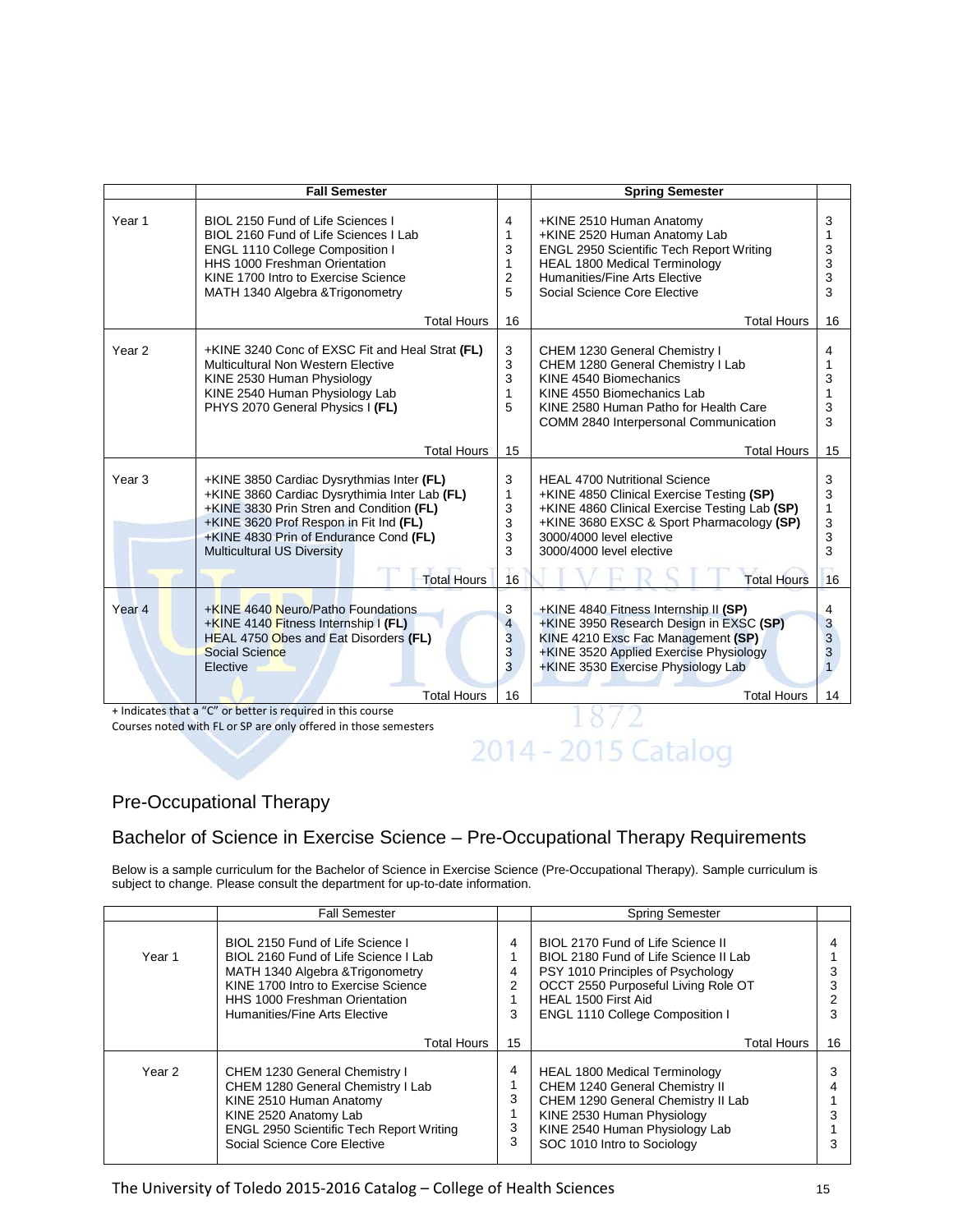| | Fall Semester | | Spring Semester | |
|---|---|---|---|---|
| Year 1 | BIOL 2150 Fund of Life Sciences I<br>BIOL 2160 Fund of Life Sciences I Lab<br>ENGL 1110 College Composition I<br>HHS 1000 Freshman Orientation<br>KINE 1700 Intro to Exercise Science<br>MATH 1340 Algebra &Trigonometry | 4<br>1<br>3<br>1<br>2<br>5 | +KINE 2510 Human Anatomy<br>+KINE 2520 Human Anatomy Lab<br>ENGL 2950 Scientific Tech Report Writing<br>HEAL 1800 Medical Terminology<br>Humanities/Fine Arts Elective<br>Social Science Core Elective | 3<br>1<br>3<br>3<br>3<br>3 |
| | Total Hours | 16 | Total Hours | 16 |
| Year 2 | +KINE 3240 Conc of EXSC Fit and Heal Strat **(FL)**<br>Multicultural Non Western Elective<br>KINE 2530 Human Physiology<br>KINE 2540 Human Physiology Lab<br>PHYS 2070 General Physics I **(FL)** | 3<br>3<br>3<br>1<br>5 | CHEM 1230 General Chemistry I<br>CHEM 1280 General Chemistry I Lab<br>KINE 4540 Biomechanics<br>KINE 4550 Biomechanics Lab<br>KINE 2580 Human Patho for Health Care<br>COMM 2840 Interpersonal Communication | 4<br>1<br>3<br>1<br>3<br>3 |
| | Total Hours | 15 | Total Hours | 15 |
| Year 3 | +KINE 3850 Cardiac Dysrythmias Inter **(FL)**<br>+KINE 3860 Cardiac Dysrythimia Inter Lab **(FL)**<br>+KINE 3830 Prin Stren and Condition **(FL)**<br>+KINE 3620 Prof Respon in Fit Ind **(FL)**<br>+KINE 4830 Prin of Endurance Cond **(FL)**<br>Multicultural US Diversity | 3<br>1<br>3<br>3<br>3<br>3 | HEAL 4700 Nutritional Science<br>+KINE 4850 Clinical Exercise Testing **(SP)**<br>+KINE 4860 Clinical Exercise Testing Lab **(SP)**<br>+KINE 3680 EXSC & Sport Pharmacology **(SP)**<br>3000/4000 level elective<br>3000/4000 level elective | 3<br>3<br>1<br>3<br>3<br>3 |
| | Total Hours | 16 | Total Hours | 16 |
| Year 4 | +KINE 4640 Neuro/Patho Foundations<br>+KINE 4140 Fitness Internship I **(FL)**<br>HEAL 4750 Obes and Eat Disorders **(FL)**<br>Social Science<br>Elective | 3<br>4<br>3<br>3<br>3 | +KINE 4840 Fitness Internship II **(SP)**<br>+KINE 3950 Research Design in EXSC **(SP)**<br>KINE 4210 Exsc Fac Management **(SP)**<br>+KINE 3520 Applied Exercise Physiology<br>+KINE 3530 Exercise Physiology Lab | 4<br>3<br>3<br>3<br>1 |
| | Total Hours | 16 | Total Hours | 14 |

+ Indicates that a "C" or better is required in this course
Courses noted with FL or SP are only offered in those semesters

## Pre-Occupational Therapy

## Bachelor of Science in Exercise Science – Pre-Occupational Therapy Requirements

Below is a sample curriculum for the Bachelor of Science in Exercise Science (Pre-Occupational Therapy). Sample curriculum is subject to change. Please consult the department for up-to-date information.

| | Fall Semester | | Spring Semester | |
|---|---|---|---|---|
| Year 1 | BIOL 2150 Fund of Life Science I<br>BIOL 2160 Fund of Life Science I Lab<br>MATH 1340 Algebra &Trigonometry<br>KINE 1700 Intro to Exercise Science<br>HHS 1000 Freshman Orientation<br>Humanities/Fine Arts Elective | 4<br>1<br>4<br>2<br>1<br>3 | BIOL 2170 Fund of Life Science II<br>BIOL 2180 Fund of Life Science II Lab<br>PSY 1010 Principles of Psychology<br>OCCT 2550 Purposeful Living Role OT<br>HEAL 1500 First Aid<br>ENGL 1110 College Composition I | 4<br>1<br>3<br>3<br>2<br>3 |
| | Total Hours | 15 | Total Hours | 16 |
| Year 2 | CHEM 1230 General Chemistry I<br>CHEM 1280 General Chemistry I Lab<br>KINE 2510 Human Anatomy<br>KINE 2520 Anatomy Lab<br>ENGL 2950 Scientific Tech Report Writing<br>Social Science Core Elective | 4<br>1<br>3<br>1<br>3<br>3 | HEAL 1800 Medical Terminology<br>CHEM 1240 General Chemistry II<br>CHEM 1290 General Chemistry II Lab<br>KINE 2530 Human Physiology<br>KINE 2540 Human Physiology Lab<br>SOC 1010 Intro to Sociology | 3<br>4<br>1<br>3<br>1<br>3 |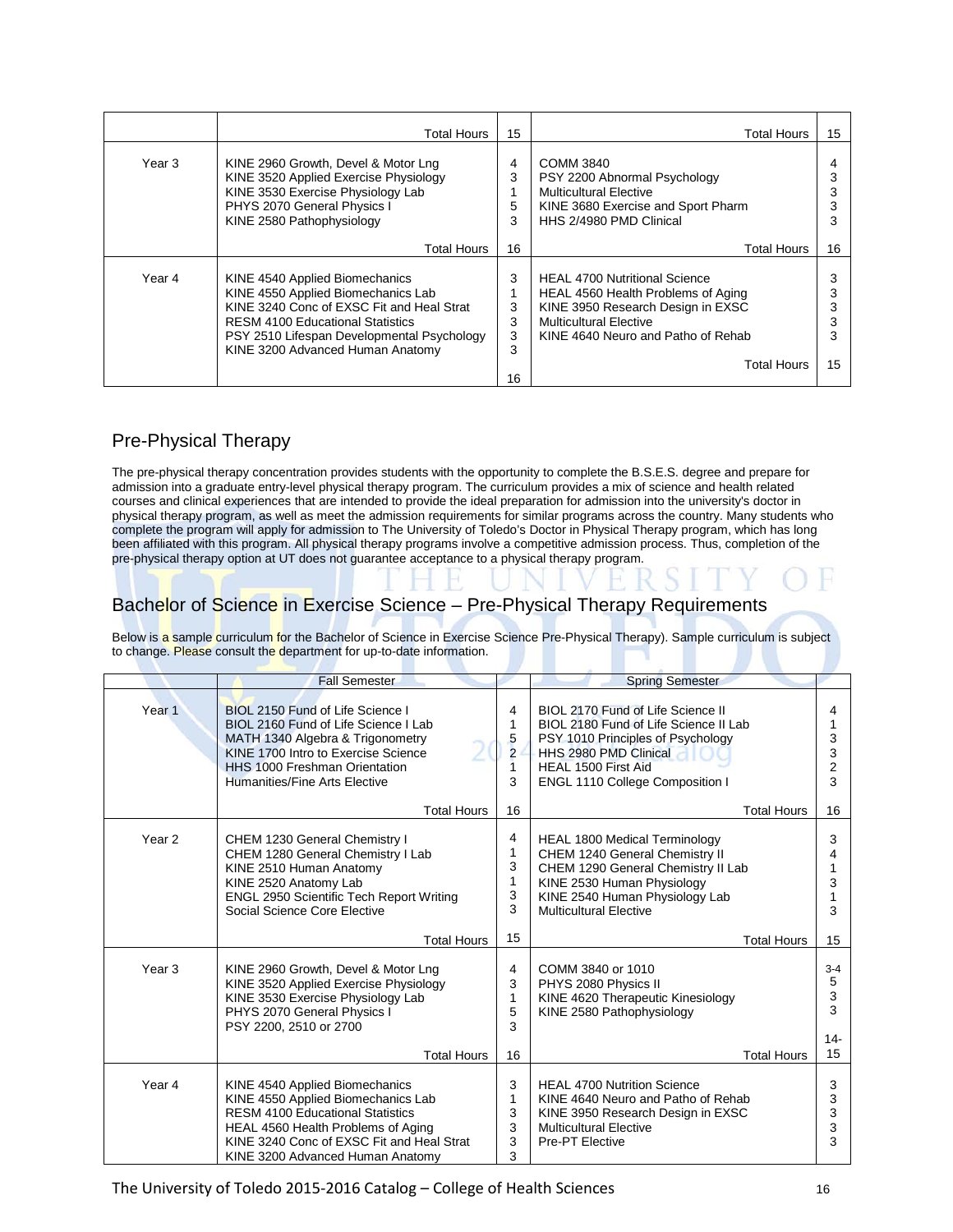| | Fall Semester | | Spring Semester | |
|---|---|---|---|---|
| | Total Hours | 15 | Total Hours | 15 |
| Year 3 | KINE 2960 Growth, Devel & Motor Lng<br>KINE 3520 Applied Exercise Physiology<br>KINE 3530 Exercise Physiology Lab<br>PHYS 2070 General Physics I<br>KINE 2580 Pathophysiology | 4<br>3<br>1<br>5<br>3 | COMM 3840<br>PSY 2200 Abnormal Psychology<br>Multicultural Elective<br>KINE 3680 Exercise and Sport Pharm<br>HHS 2/4980 PMD Clinical | 4<br>3<br>3<br>3<br>3 |
| | Total Hours | 16 | Total Hours | 16 |
| Year 4 | KINE 4540 Applied Biomechanics<br>KINE 4550 Applied Biomechanics Lab<br>KINE 3240 Conc of EXSC Fit and Heal Strat<br>RESM 4100 Educational Statistics<br>PSY 2510 Lifespan Developmental Psychology<br>KINE 3200 Advanced Human Anatomy | 3<br>1<br>3<br>3<br>3<br>3 | HEAL 4700 Nutritional Science<br>HEAL 4560 Health Problems of Aging<br>KINE 3950 Research Design in EXSC<br>Multicultural Elective<br>KINE 4640 Neuro and Patho of Rehab | 3<br>3<br>3<br>3<br>3 |
| | | 16 | Total Hours | 15 |

## Pre-Physical Therapy

The pre-physical therapy concentration provides students with the opportunity to complete the B.S.E.S. degree and prepare for admission into a graduate entry-level physical therapy program. The curriculum provides a mix of science and health related courses and clinical experiences that are intended to provide the ideal preparation for admission into the university's doctor in physical therapy program, as well as meet the admission requirements for similar programs across the country. Many students who complete the program will apply for admission to The University of Toledo's Doctor in Physical Therapy program, which has long been affiliated with this program. All physical therapy programs involve a competitive admission process. Thus, completion of the pre-physical therapy option at UT does not guarantee acceptance to a physical therapy program.

## Bachelor of Science in Exercise Science – Pre-Physical Therapy Requirements

Below is a sample curriculum for the Bachelor of Science in Exercise Science Pre-Physical Therapy). Sample curriculum is subject to change. Please consult the department for up-to-date information.

| | Fall Semester | | Spring Semester | |
|---|---|---|---|---|
| Year 1 | BIOL 2150 Fund of Life Science I<br>BIOL 2160 Fund of Life Science I Lab<br>MATH 1340 Algebra & Trigonometry<br>KINE 1700 Intro to Exercise Science<br>HHS 1000 Freshman Orientation<br>Humanities/Fine Arts Elective | 4<br>1<br>5<br>2<br>1<br>3 | BIOL 2170 Fund of Life Science II<br>BIOL 2180 Fund of Life Science II Lab<br>PSY 1010 Principles of Psychology<br>HHS 2980 PMD Clinical<br>HEAL 1500 First Aid<br>ENGL 1110 College Composition I | 4<br>1<br>3<br>3<br>2<br>3 |
| | Total Hours | 16 | Total Hours | 16 |
| Year 2 | CHEM 1230 General Chemistry I<br>CHEM 1280 General Chemistry I Lab<br>KINE 2510 Human Anatomy<br>KINE 2520 Anatomy Lab<br>ENGL 2950 Scientific Tech Report Writing<br>Social Science Core Elective | 4<br>1<br>3<br>1<br>3<br>3 | HEAL 1800 Medical Terminology<br>CHEM 1240 General Chemistry II<br>CHEM 1290 General Chemistry II Lab<br>KINE 2530 Human Physiology<br>KINE 2540 Human Physiology Lab<br>Multicultural Elective | 3<br>4<br>1<br>3<br>1<br>3 |
| | Total Hours | 15 | Total Hours | 15 |
| Year 3 | KINE 2960 Growth, Devel & Motor Lng<br>KINE 3520 Applied Exercise Physiology<br>KINE 3530 Exercise Physiology Lab<br>PHYS 2070 General Physics I<br>PSY 2200, 2510 or 2700 | 4<br>3<br>1<br>5<br>3 | COMM 3840 or 1010<br>PHYS 2080 Physics II<br>KINE 4620 Therapeutic Kinesiology<br>KINE 2580 Pathophysiology | 3-4<br>5<br>3<br>3 |
| | Total Hours | 16 | Total Hours | 14-15 |
| Year 4 | KINE 4540 Applied Biomechanics<br>KINE 4550 Applied Biomechanics Lab<br>RESM 4100 Educational Statistics<br>HEAL 4560 Health Problems of Aging<br>KINE 3240 Conc of EXSC Fit and Heal Strat<br>KINE 3200 Advanced Human Anatomy | 3<br>1<br>3<br>3<br>3<br>3 | HEAL 4700 Nutrition Science<br>KINE 4640 Neuro and Patho of Rehab<br>KINE 3950 Research Design in EXSC<br>Multicultural Elective<br>Pre-PT Elective | 3<br>3<br>3<br>3<br>3 |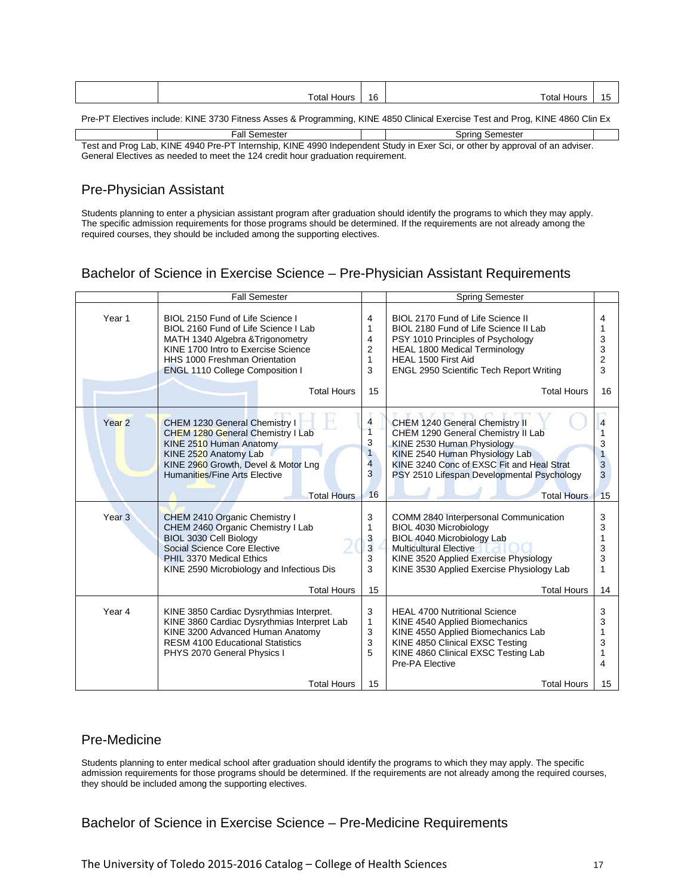| | Total Hours | 16 | Total Hours | 15 |
|---|---|---|---|---|

Pre-PT Electives include: KINE 3730 Fitness Asses & Programming, KINE 4850 Clinical Exercise Test and Prog, KINE 4860 Clin Ex Test and Prog Lab, KINE 4940 Pre-PT Internship, KINE 4990 Independent Study in Exer Sci, or other by approval of an adviser. General Electives as needed to meet the 124 credit hour graduation requirement.

## Pre-Physician Assistant

Students planning to enter a physician assistant program after graduation should identify the programs to which they may apply. The specific admission requirements for those programs should be determined. If the requirements are not already among the required courses, they should be included among the supporting electives.

## Bachelor of Science in Exercise Science – Pre-Physician Assistant Requirements

| | Fall Semester | | Spring Semester | |
|---|---|---|---|---|
| Year 1 | BIOL 2150 Fund of Life Science I | 4 | BIOL 2170 Fund of Life Science II | 4 |
| | BIOL 2160 Fund of Life Science I Lab | 1 | BIOL 2180 Fund of Life Science II Lab | 1 |
| | MATH 1340 Algebra &Trigonometry | 4 | PSY 1010 Principles of Psychology | 3 |
| | KINE 1700 Intro to Exercise Science | 2 | HEAL 1800 Medical Terminology | 3 |
| | HHS 1000 Freshman Orientation | 1 | HEAL 1500 First Aid | 2 |
| | ENGL 1110 College Composition I | 3 | ENGL 2950 Scientific Tech Report Writing | 3 |
| | Total Hours | 15 | Total Hours | 16 |
| Year 2 | CHEM 1230 General Chemistry I | 4 | CHEM 1240 General Chemistry II | 4 |
| | CHEM 1280 General Chemistry I Lab | 1 | CHEM 1290 General Chemistry II Lab | 1 |
| | KINE 2510 Human Anatomy | 3 | KINE 2530 Human Physiology | 3 |
| | KINE 2520 Anatomy Lab | 1 | KINE 2540 Human Physiology Lab | 1 |
| | KINE 2960 Growth, Devel & Motor Lng | 4 | KINE 3240 Conc of EXSC Fit and Heal Strat | 3 |
| | Humanities/Fine Arts Elective | 3 | PSY 2510 Lifespan Developmental Psychology | 3 |
| | Total Hours | 16 | Total Hours | 15 |
| Year 3 | CHEM 2410 Organic Chemistry I | 3 | COMM 2840 Interpersonal Communication | 3 |
| | CHEM 2460 Organic Chemistry I Lab | 1 | BIOL 4030 Microbiology | 3 |
| | BIOL 3030 Cell Biology | 3 | BIOL 4040 Microbiology Lab | 1 |
| | Social Science Core Elective | 3 | Multicultural Elective | 3 |
| | PHIL 3370 Medical Ethics | 3 | KINE 3520 Applied Exercise Physiology | 3 |
| | KINE 2590 Microbiology and Infectious Dis | 3 | KINE 3530 Applied Exercise Physiology Lab | 1 |
| | Total Hours | 15 | Total Hours | 14 |
| Year 4 | KINE 3850 Cardiac Dysrythmias Interpret. | 3 | HEAL 4700 Nutritional Science | 3 |
| | KINE 3860 Cardiac Dysrythmias Interpret Lab | 1 | KINE 4540 Applied Biomechanics | 3 |
| | KINE 3200 Advanced Human Anatomy | 3 | KINE 4550 Applied Biomechanics Lab | 1 |
| | RESM 4100 Educational Statistics | 3 | KINE 4850 Clinical EXSC Testing | 3 |
| | PHYS 2070 General Physics I | 5 | KINE 4860 Clinical EXSC Testing Lab | 1 |
| | | | Pre-PA Elective | 4 |
| | Total Hours | 15 | Total Hours | 15 |

## Pre-Medicine

Students planning to enter medical school after graduation should identify the programs to which they may apply. The specific admission requirements for those programs should be determined. If the requirements are not already among the required courses, they should be included among the supporting electives.

## Bachelor of Science in Exercise Science – Pre-Medicine Requirements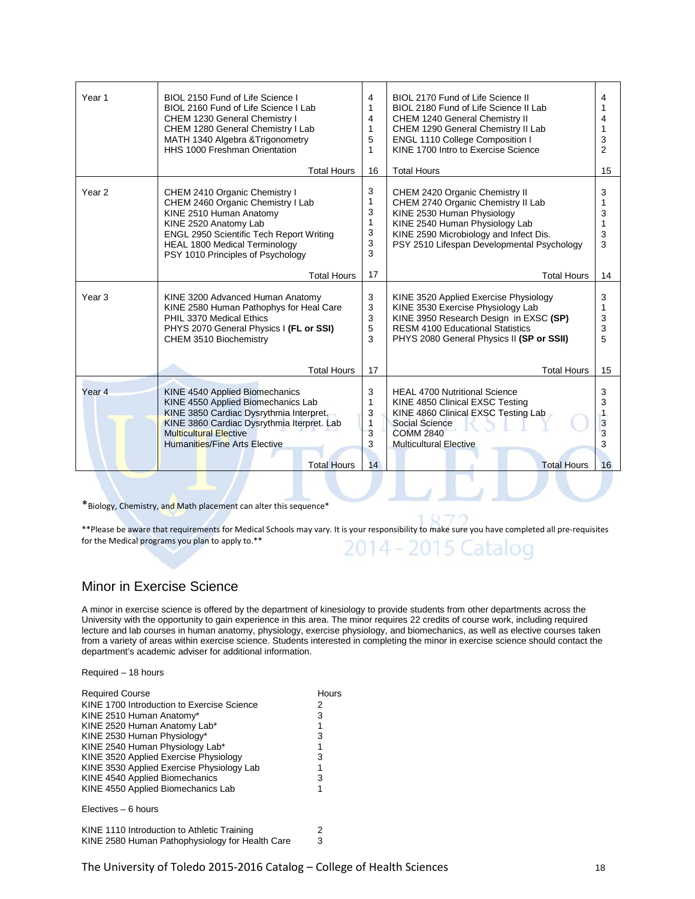| Year | Fall Courses | Hours | Spring Courses | Hours |
|---|---|---|---|---|
| Year 1 | BIOL 2150 Fund of Life Science I<br>BIOL 2160 Fund of Life Science I Lab<br>CHEM 1230 General Chemistry I<br>CHEM 1280 General Chemistry I Lab<br>MATH 1340 Algebra &Trigonometry<br>HHS 1000 Freshman Orientation | 4<br>1<br>4<br>1<br>5<br>1 | BIOL 2170 Fund of Life Science II<br>BIOL 2180 Fund of Life Science II Lab<br>CHEM 1240 General Chemistry II<br>CHEM 1290 General Chemistry II Lab<br>ENGL 1110 College Composition I<br>KINE 1700 Intro to Exercise Science | 4<br>1<br>4<br>1<br>3<br>2 |
| | Total Hours | 16 | Total Hours | 15 |
| Year 2 | CHEM 2410 Organic Chemistry I<br>CHEM 2460 Organic Chemistry I Lab<br>KINE 2510 Human Anatomy<br>KINE 2520 Anatomy Lab<br>ENGL 2950 Scientific Tech Report Writing<br>HEAL 1800 Medical Terminology<br>PSY 1010 Principles of Psychology | 3<br>1<br>3<br>1<br>3<br>3<br>3 | CHEM 2420 Organic Chemistry II<br>CHEM 2740 Organic Chemistry II Lab<br>KINE 2530 Human Physiology<br>KINE 2540 Human Physiology Lab<br>KINE 2590 Microbiology and Infect Dis.<br>PSY 2510 Lifespan Developmental Psychology | 3<br>1<br>3<br>1<br>3<br>3 |
| | Total Hours | 17 | Total Hours | 14 |
| Year 3 | KINE 3200 Advanced Human Anatomy<br>KINE 2580 Human Pathophys for Heal Care<br>PHIL 3370 Medical Ethics<br>PHYS 2070 General Physics I **(FL or SSI)**<br>CHEM 3510 Biochemistry | 3<br>3<br>3<br>5<br>3 | KINE 3520 Applied Exercise Physiology<br>KINE 3530 Exercise Physiology Lab<br>KINE 3950 Research Design in EXSC **(SP)**<br>RESM 4100 Educational Statistics<br>PHYS 2080 General Physics II **(SP or SSII)** | 3<br>1<br>3<br>3<br>5 |
| | Total Hours | 17 | Total Hours | 15 |
| Year 4 | KINE 4540 Applied Biomechanics<br>KINE 4550 Applied Biomechanics Lab<br>KINE 3850 Cardiac Dysrythmia Interpret.<br>KINE 3860 Cardiac Dysrythmia Iterpret. Lab<br>Multicultural Elective<br>Humanities/Fine Arts Elective | 3<br>1<br>3<br>1<br>3<br>3 | HEAL 4700 Nutritional Science<br>KINE 4850 Clinical EXSC Testing<br>KINE 4860 Clinical EXSC Testing Lab<br>Social Science<br>COMM 2840<br>Multicultural Elective | 3<br>3<br>1<br>3<br>3<br>3 |
| | Total Hours | 14 | Total Hours | 16 |

*Biology, Chemistry, and Math placement can alter this sequence*

**Please be aware that requirements for Medical Schools may vary. It is your responsibility to make sure you have completed all pre-requisites for the Medical programs you plan to apply to.**

## Minor in Exercise Science

A minor in exercise science is offered by the department of kinesiology to provide students from other departments across the University with the opportunity to gain experience in this area. The minor requires 22 credits of course work, including required lecture and lab courses in human anatomy, physiology, exercise physiology, and biomechanics, as well as elective courses taken from a variety of areas within exercise science. Students interested in completing the minor in exercise science should contact the department's academic adviser for additional information.

Required – 18 hours

| Required Course | Hours |
|---|---|
| KINE 1700 Introduction to Exercise Science | 2 |
| KINE 2510 Human Anatomy* | 3 |
| KINE 2520 Human Anatomy Lab* | 1 |
| KINE 2530 Human Physiology* | 3 |
| KINE 2540 Human Physiology Lab* | 1 |
| KINE 3520 Applied Exercise Physiology | 3 |
| KINE 3530 Applied Exercise Physiology Lab | 1 |
| KINE 4540 Applied Biomechanics | 3 |
| KINE 4550 Applied Biomechanics Lab | 1 |

Electives – 6 hours

| | |
|---|---|
| KINE 1110 Introduction to Athletic Training | 2 |
| KINE 2580 Human Pathophysiology for Health Care | 3 |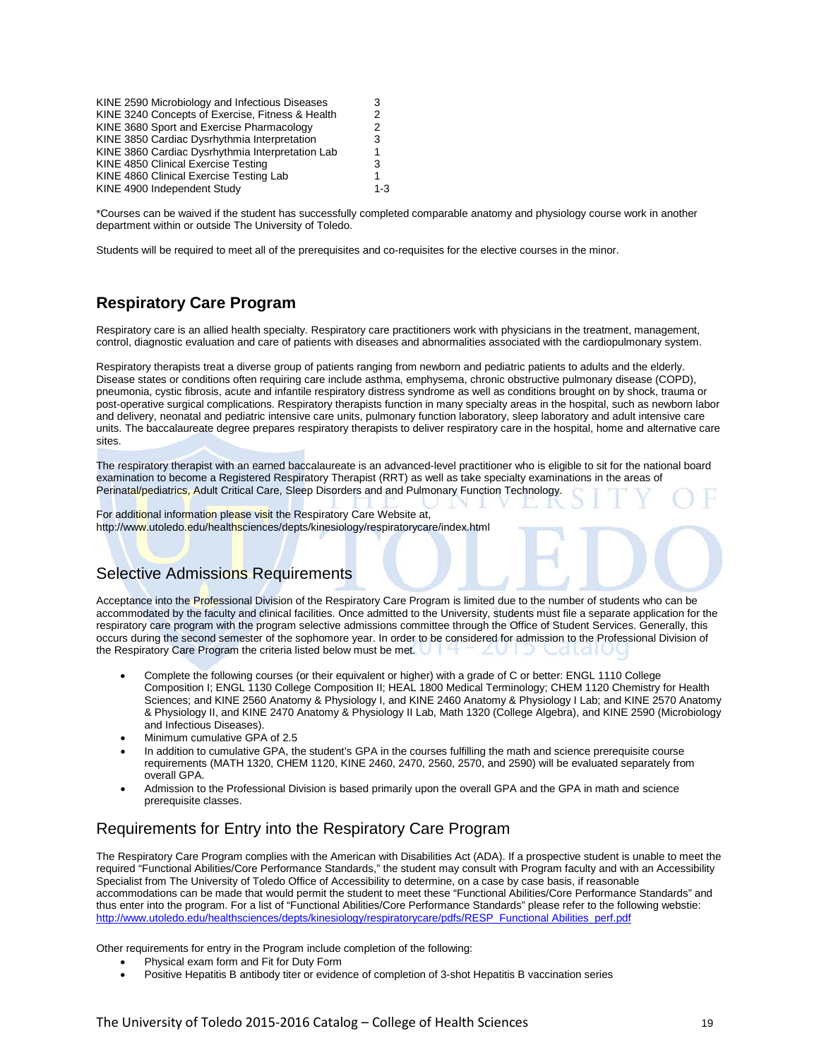| | |
|---|---|
| KINE 2590 Microbiology and Infectious Diseases | 3 |
| KINE 3240 Concepts of Exercise, Fitness & Health | 2 |
| KINE 3680 Sport and Exercise Pharmacology | 2 |
| KINE 3850 Cardiac Dysrhythmia Interpretation | 3 |
| KINE 3860 Cardiac Dysrhythmia Interpretation Lab | 1 |
| KINE 4850 Clinical Exercise Testing | 3 |
| KINE 4860 Clinical Exercise Testing Lab | 1 |
| KINE 4900 Independent Study | 1-3 |

*Courses can be waived if the student has successfully completed comparable anatomy and physiology course work in another department within or outside The University of Toledo.

Students will be required to meet all of the prerequisites and co-requisites for the elective courses in the minor.

## Respiratory Care Program

Respiratory care is an allied health specialty. Respiratory care practitioners work with physicians in the treatment, management, control, diagnostic evaluation and care of patients with diseases and abnormalities associated with the cardiopulmonary system.

Respiratory therapists treat a diverse group of patients ranging from newborn and pediatric patients to adults and the elderly. Disease states or conditions often requiring care include asthma, emphysema, chronic obstructive pulmonary disease (COPD), pneumonia, cystic fibrosis, acute and infantile respiratory distress syndrome as well as conditions brought on by shock, trauma or post-operative surgical complications. Respiratory therapists function in many specialty areas in the hospital, such as newborn labor and delivery, neonatal and pediatric intensive care units, pulmonary function laboratory, sleep laboratory and adult intensive care units. The baccalaureate degree prepares respiratory therapists to deliver respiratory care in the hospital, home and alternative care sites.

The respiratory therapist with an earned baccalaureate is an advanced-level practitioner who is eligible to sit for the national board examination to become a Registered Respiratory Therapist (RRT) as well as take specialty examinations in the areas of Perinatal/pediatrics, Adult Critical Care, Sleep Disorders and and Pulmonary Function Technology.

For additional information please visit the Respiratory Care Website at, http://www.utoledo.edu/healthsciences/depts/kinesiology/respiratorycare/index.html

### Selective Admissions Requirements

Acceptance into the Professional Division of the Respiratory Care Program is limited due to the number of students who can be accommodated by the faculty and clinical facilities. Once admitted to the University, students must file a separate application for the respiratory care program with the program selective admissions committee through the Office of Student Services. Generally, this occurs during the second semester of the sophomore year. In order to be considered for admission to the Professional Division of the Respiratory Care Program the criteria listed below must be met.

- Complete the following courses (or their equivalent or higher) with a grade of C or better: ENGL 1110 College Composition I; ENGL 1130 College Composition II; HEAL 1800 Medical Terminology; CHEM 1120 Chemistry for Health Sciences; and KINE 2560 Anatomy & Physiology I, and KINE 2460 Anatomy & Physiology I Lab; and KINE 2570 Anatomy & Physiology II, and KINE 2470 Anatomy & Physiology II Lab, Math 1320 (College Algebra), and KINE 2590 (Microbiology and Infectious Diseases).
- Minimum cumulative GPA of 2.5
- In addition to cumulative GPA, the student's GPA in the courses fulfilling the math and science prerequisite course requirements (MATH 1320, CHEM 1120, KINE 2460, 2470, 2560, 2570, and 2590) will be evaluated separately from overall GPA.
- Admission to the Professional Division is based primarily upon the overall GPA and the GPA in math and science prerequisite classes.

### Requirements for Entry into the Respiratory Care Program

The Respiratory Care Program complies with the American with Disabilities Act (ADA). If a prospective student is unable to meet the required "Functional Abilities/Core Performance Standards," the student may consult with Program faculty and with an Accessibility Specialist from The University of Toledo Office of Accessibility to determine, on a case by case basis, if reasonable accommodations can be made that would permit the student to meet these "Functional Abilities/Core Performance Standards" and thus enter into the program. For a list of "Functional Abilities/Core Performance Standards" please refer to the following webstie: http://www.utoledo.edu/healthsciences/depts/kinesiology/respiratorycare/pdfs/RESP_Functional Abilities_perf.pdf

Other requirements for entry in the Program include completion of the following:

- Physical exam form and Fit for Duty Form
- Positive Hepatitis B antibody titer or evidence of completion of 3-shot Hepatitis B vaccination series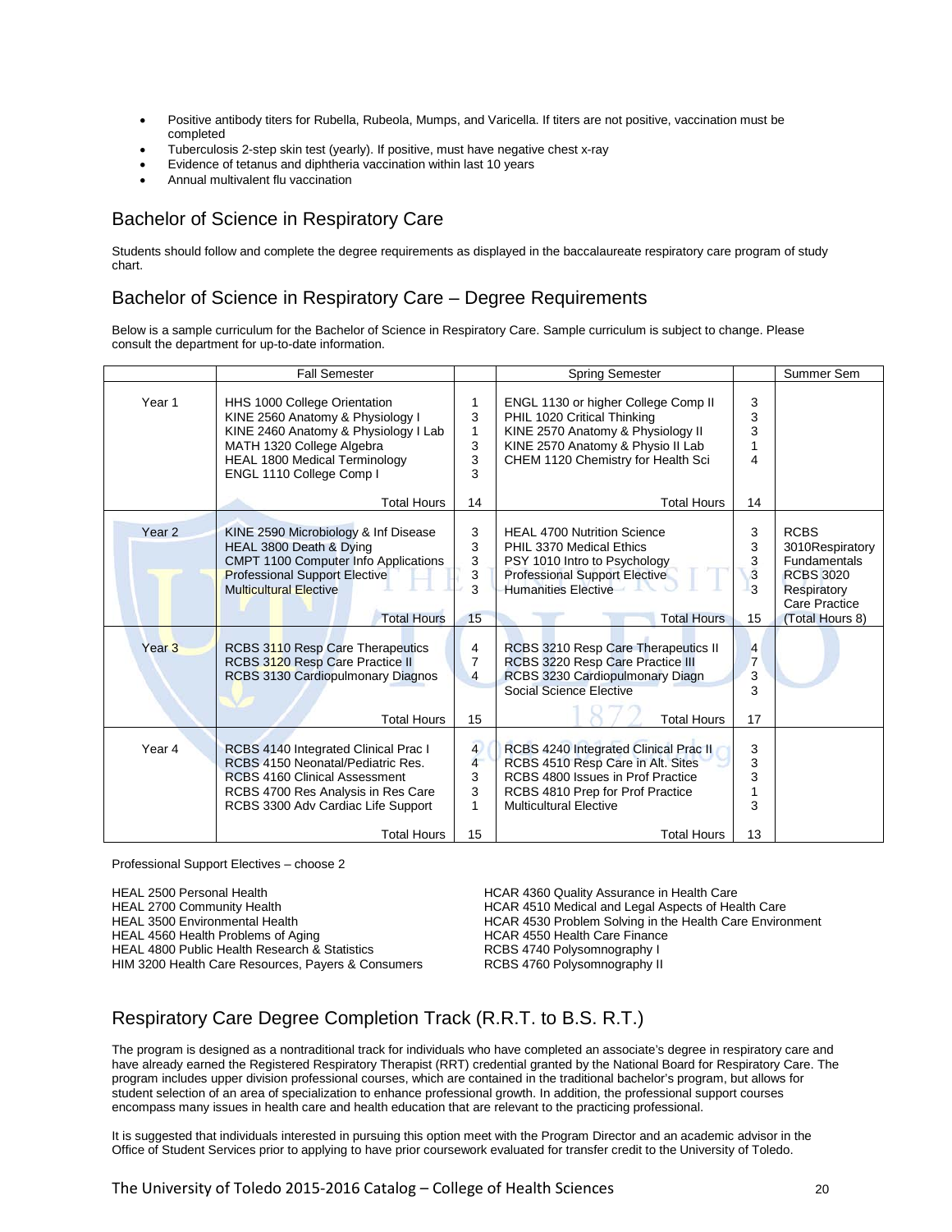- Positive antibody titers for Rubella, Rubeola, Mumps, and Varicella. If titers are not positive, vaccination must be completed
- Tuberculosis 2-step skin test (yearly). If positive, must have negative chest x-ray
- Evidence of tetanus and diphtheria vaccination within last 10 years
- Annual multivalent flu vaccination

## Bachelor of Science in Respiratory Care

Students should follow and complete the degree requirements as displayed in the baccalaureate respiratory care program of study chart.

## Bachelor of Science in Respiratory Care – Degree Requirements

Below is a sample curriculum for the Bachelor of Science in Respiratory Care. Sample curriculum is subject to change. Please consult the department for up-to-date information.

| | Fall Semester | | Spring Semester | | Summer Sem |
|---|---|---|---|---|---|
| Year 1 | HHS 1000 College Orientation<br>KINE 2560 Anatomy & Physiology I<br>KINE 2460 Anatomy & Physiology I Lab<br>MATH 1320 College Algebra<br>HEAL 1800 Medical Terminology<br>ENGL 1110 College Comp I | 1<br>3<br>1<br>3<br>3<br>3 | ENGL 1130 or higher College Comp II<br>PHIL 1020 Critical Thinking<br>KINE 2570 Anatomy & Physiology II<br>KINE 2570 Anatomy & Physio II Lab<br>CHEM 1120 Chemistry for Health Sci | 3<br>3<br>3<br>1<br>4 | |
| | Total Hours | 14 | Total Hours | 14 | |
| Year 2 | KINE 2590 Microbiology & Inf Disease<br>HEAL 3800 Death & Dying<br>CMPT 1100 Computer Info Applications<br>Professional Support Elective<br>Multicultural Elective | 3<br>3<br>3<br>3<br>3 | HEAL 4700 Nutrition Science<br>PHIL 3370 Medical Ethics<br>PSY 1010 Intro to Psychology<br>Professional Support Elective<br>Humanities Elective | 3<br>3<br>3<br>3<br>3 | RCBS 3010Respiratory Fundamentals<br>RCBS 3020 Respiratory Care Practice |
| | Total Hours | 15 | Total Hours | 15 | (Total Hours 8) |
| Year 3 | RCBS 3110 Resp Care Therapeutics<br>RCBS 3120 Resp Care Practice II<br>RCBS 3130 Cardiopulmonary Diagnos | 4<br>7<br>4 | RCBS 3210 Resp Care Therapeutics II<br>RCBS 3220 Resp Care Practice III<br>RCBS 3230 Cardiopulmonary Diagn<br>Social Science Elective | 4<br>7<br>3<br>3 | |
| | Total Hours | 15 | Total Hours | 17 | |
| Year 4 | RCBS 4140 Integrated Clinical Prac I<br>RCBS 4150 Neonatal/Pediatric Res.<br>RCBS 4160 Clinical Assessment<br>RCBS 4700 Res Analysis in Res Care<br>RCBS 3300 Adv Cardiac Life Support | 4<br>4<br>3<br>3<br>1 | RCBS 4240 Integrated Clinical Prac II<br>RCBS 4510 Resp Care in Alt. Sites<br>RCBS 4800 Issues in Prof Practice<br>RCBS 4810 Prep for Prof Practice<br>Multicultural Elective | 3<br>3<br>3<br>1<br>3 | |
| | Total Hours | 15 | Total Hours | 13 | |

Professional Support Electives – choose 2

HEAL 2500 Personal Health
HEAL 2700 Community Health
HEAL 3500 Environmental Health
HEAL 4560 Health Problems of Aging
HEAL 4800 Public Health Research & Statistics
HIM 3200 Health Care Resources, Payers & Consumers
HCAR 4360 Quality Assurance in Health Care
HCAR 4510 Medical and Legal Aspects of Health Care
HCAR 4530 Problem Solving in the Health Care Environment
HCAR 4550 Health Care Finance
RCBS 4740 Polysomnography I
RCBS 4760 Polysomnography II

## Respiratory Care Degree Completion Track (R.R.T. to B.S. R.T.)

The program is designed as a nontraditional track for individuals who have completed an associate's degree in respiratory care and have already earned the Registered Respiratory Therapist (RRT) credential granted by the National Board for Respiratory Care. The program includes upper division professional courses, which are contained in the traditional bachelor's program, but allows for student selection of an area of specialization to enhance professional growth. In addition, the professional support courses encompass many issues in health care and health education that are relevant to the practicing professional.

It is suggested that individuals interested in pursuing this option meet with the Program Director and an academic advisor in the Office of Student Services prior to applying to have prior coursework evaluated for transfer credit to the University of Toledo.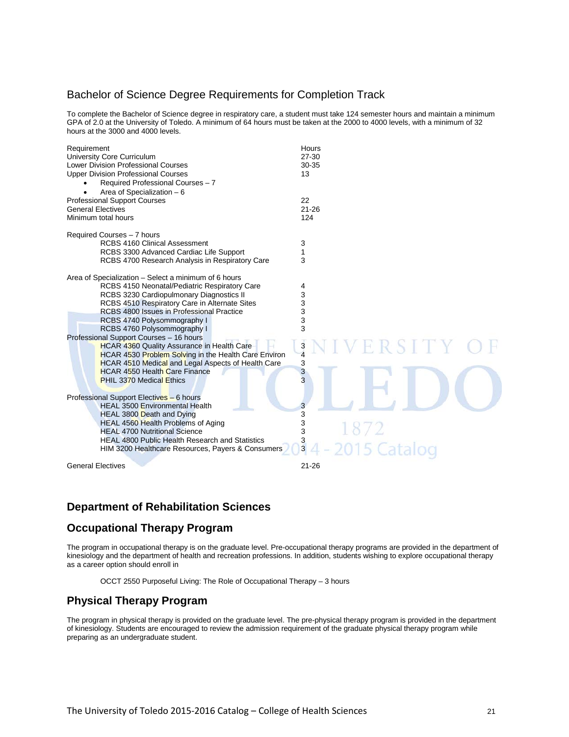## Bachelor of Science Degree Requirements for Completion Track

To complete the Bachelor of Science degree in respiratory care, a student must take 124 semester hours and maintain a minimum GPA of 2.0 at the University of Toledo. A minimum of 64 hours must be taken at the 2000 to 4000 levels, with a minimum of 32 hours at the 3000 and 4000 levels.

| Requirement | Hours |
|---|---|
| University Core Curriculum | 27-30 |
| Lower Division Professional Courses | 30-35 |
| Upper Division Professional Courses | 13 |
| • Required Professional Courses – 7 | |
| • Area of Specialization – 6 | |
| Professional Support Courses | 22 |
| General Electives | 21-26 |
| Minimum total hours | 124 |

| Required Courses – 7 hours | |
|---|---|
| RCBS 4160 Clinical Assessment | 3 |
| RCBS 3300 Advanced Cardiac Life Support | 1 |
| RCBS 4700 Research Analysis in Respiratory Care | 3 |

| Area of Specialization – Select a minimum of 6 hours | |
|---|---|
| RCBS 4150 Neonatal/Pediatric Respiratory Care | 4 |
| RCBS 3230 Cardiopulmonary Diagnostics II | 3 |
| RCBS 4510 Respiratory Care in Alternate Sites | 3 |
| RCBS 4800 Issues in Professional Practice | 3 |
| RCBS 4740 Polysommography I | 3 |
| RCBS 4760 Polysommography I | 3 |

| Professional Support Courses – 16 hours | |
|---|---|
| HCAR 4360 Quality Assurance in Health Care | 3 |
| HCAR 4530 Problem Solving in the Health Care Environ | 4 |
| HCAR 4510 Medical and Legal Aspects of Health Care | 3 |
| HCAR 4550 Health Care Finance | 3 |
| PHIL 3370 Medical Ethics | 3 |

| Professional Support Electives – 6 hours | |
|---|---|
| HEAL 3500 Environmental Health | 3 |
| HEAL 3800 Death and Dying | 3 |
| HEAL 4560 Health Problems of Aging | 3 |
| HEAL 4700 Nutritional Science | 3 |
| HEAL 4800 Public Health Research and Statistics | 3 |
| HIM 3200 Healthcare Resources, Payers & Consumers | 3 |

| General Electives | 21-26 |
|---|---|

## Department of Rehabilitation Sciences

## Occupational Therapy Program

The program in occupational therapy is on the graduate level. Pre-occupational therapy programs are provided in the department of kinesiology and the department of health and recreation professions. In addition, students wishing to explore occupational therapy as a career option should enroll in

OCCT 2550 Purposeful Living: The Role of Occupational Therapy – 3 hours

## Physical Therapy Program

The program in physical therapy is provided on the graduate level. The pre-physical therapy program is provided in the department of kinesiology. Students are encouraged to review the admission requirement of the graduate physical therapy program while preparing as an undergraduate student.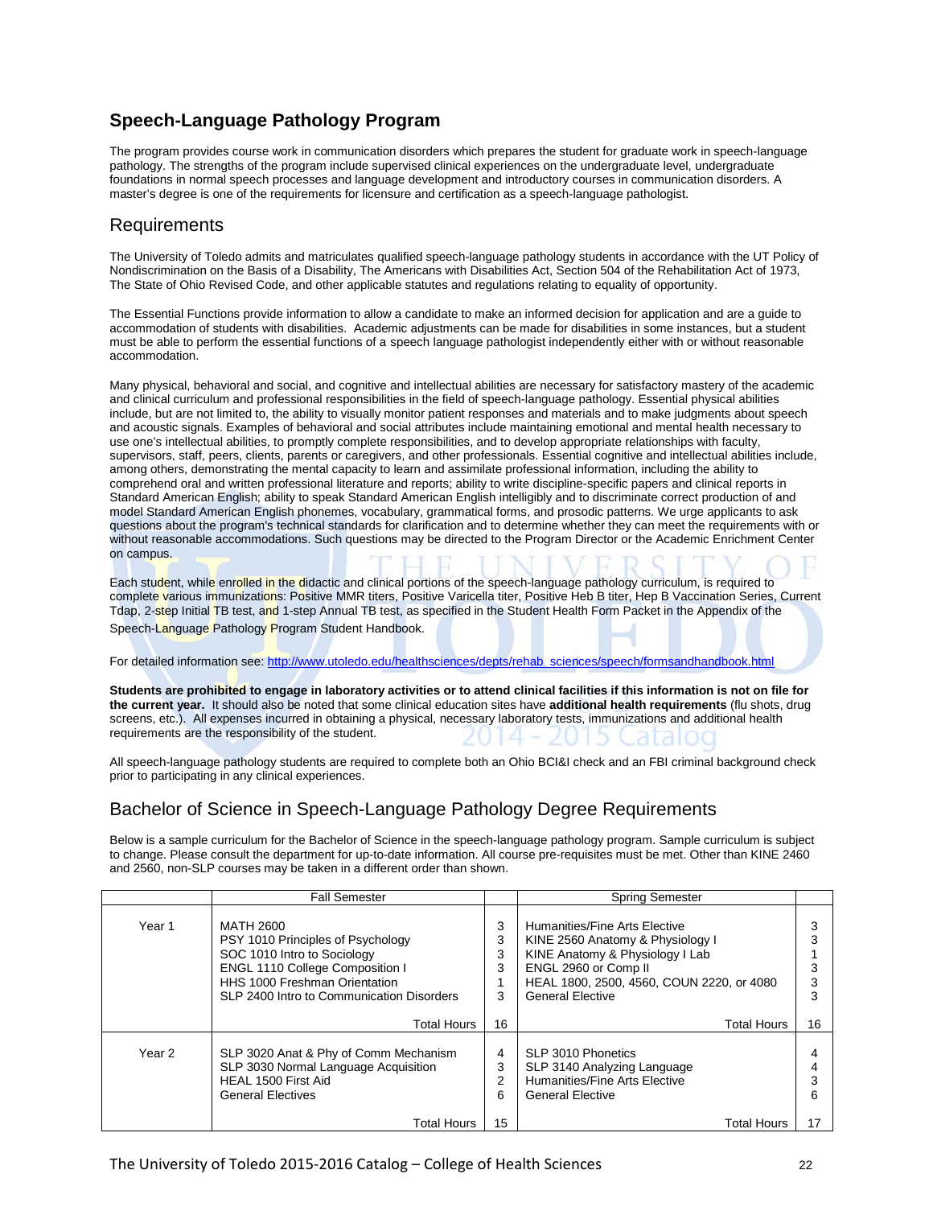## Speech-Language Pathology Program

The program provides course work in communication disorders which prepares the student for graduate work in speech-language pathology. The strengths of the program include supervised clinical experiences on the undergraduate level, undergraduate foundations in normal speech processes and language development and introductory courses in communication disorders. A master's degree is one of the requirements for licensure and certification as a speech-language pathologist.

### Requirements

The University of Toledo admits and matriculates qualified speech-language pathology students in accordance with the UT Policy of Nondiscrimination on the Basis of a Disability, The Americans with Disabilities Act, Section 504 of the Rehabilitation Act of 1973, The State of Ohio Revised Code, and other applicable statutes and regulations relating to equality of opportunity.

The Essential Functions provide information to allow a candidate to make an informed decision for application and are a guide to accommodation of students with disabilities. Academic adjustments can be made for disabilities in some instances, but a student must be able to perform the essential functions of a speech language pathologist independently either with or without reasonable accommodation.

Many physical, behavioral and social, and cognitive and intellectual abilities are necessary for satisfactory mastery of the academic and clinical curriculum and professional responsibilities in the field of speech-language pathology. Essential physical abilities include, but are not limited to, the ability to visually monitor patient responses and materials and to make judgments about speech and acoustic signals. Examples of behavioral and social attributes include maintaining emotional and mental health necessary to use one's intellectual abilities, to promptly complete responsibilities, and to develop appropriate relationships with faculty, supervisors, staff, peers, clients, parents or caregivers, and other professionals. Essential cognitive and intellectual abilities include, among others, demonstrating the mental capacity to learn and assimilate professional information, including the ability to comprehend oral and written professional literature and reports; ability to write discipline-specific papers and clinical reports in Standard American English; ability to speak Standard American English intelligibly and to discriminate correct production of and model Standard American English phonemes, vocabulary, grammatical forms, and prosodic patterns. We urge applicants to ask questions about the program's technical standards for clarification and to determine whether they can meet the requirements with or without reasonable accommodations. Such questions may be directed to the Program Director or the Academic Enrichment Center on campus.

Each student, while enrolled in the didactic and clinical portions of the speech-language pathology curriculum, is required to complete various immunizations: Positive MMR titers, Positive Varicella titer, Positive Heb B titer, Hep B Vaccination Series, Current Tdap, 2-step Initial TB test, and 1-step Annual TB test, as specified in the Student Health Form Packet in the Appendix of the Speech-Language Pathology Program Student Handbook.

For detailed information see: http://www.utoledo.edu/healthsciences/depts/rehab_sciences/speech/formsandhandbook.html

**Students are prohibited to engage in laboratory activities or to attend clinical facilities if this information is not on file for the current year.** It should also be noted that some clinical education sites have **additional health requirements** (flu shots, drug screens, etc.). All expenses incurred in obtaining a physical, necessary laboratory tests, immunizations and additional health requirements are the responsibility of the student.

All speech-language pathology students are required to complete both an Ohio BCI&I check and an FBI criminal background check prior to participating in any clinical experiences.

### Bachelor of Science in Speech-Language Pathology Degree Requirements

Below is a sample curriculum for the Bachelor of Science in the speech-language pathology program. Sample curriculum is subject to change. Please consult the department for up-to-date information. All course pre-requisites must be met. Other than KINE 2460 and 2560, non-SLP courses may be taken in a different order than shown.

| | Fall Semester | | Spring Semester | |
|---|---|---|---|---|
| Year 1 | MATH 2600 | 3 | Humanities/Fine Arts Elective | 3 |
| | PSY 1010 Principles of Psychology | 3 | KINE 2560 Anatomy & Physiology I | 3 |
| | SOC 1010 Intro to Sociology | 3 | KINE Anatomy & Physiology I Lab | 1 |
| | ENGL 1110 College Composition I | 3 | ENGL 2960 or Comp II | 3 |
| | HHS 1000 Freshman Orientation | 1 | HEAL 1800, 2500, 4560, COUN 2220, or 4080 | 3 |
| | SLP 2400 Intro to Communication Disorders | 3 | General Elective | 3 |
| | Total Hours | 16 | Total Hours | 16 |
| Year 2 | SLP 3020 Anat & Phy of Comm Mechanism | 4 | SLP 3010 Phonetics | 4 |
| | SLP 3030 Normal Language Acquisition | 3 | SLP 3140 Analyzing Language | 4 |
| | HEAL 1500 First Aid | 2 | Humanities/Fine Arts Elective | 3 |
| | General Electives | 6 | General Elective | 6 |
| | Total Hours | 15 | Total Hours | 17 |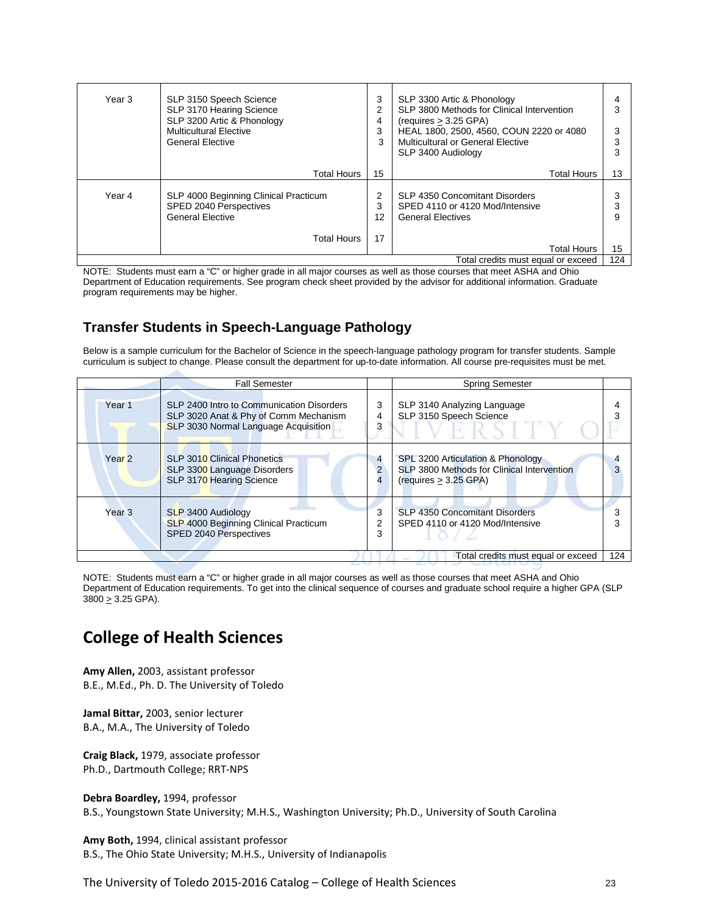| | | | | |
|---|---|---|---|---|
| Year 3 | SLP 3150 Speech Science<br>SLP 3170 Hearing Science<br>SLP 3200 Artic & Phonology<br>Multicultural Elective<br>General Elective | 3<br>2<br>4<br>3<br>3 | SLP 3300 Artic & Phonology<br>SLP 3800 Methods for Clinical Intervention (requires ≥ 3.25 GPA)<br>HEAL 1800, 2500, 4560, COUN 2220 or 4080<br>Multicultural or General Elective<br>SLP 3400 Audiology | 4<br>3<br><br>3<br>3<br>3 |
| | Total Hours | 15 | Total Hours | 13 |
| Year 4 | SLP 4000 Beginning Clinical Practicum<br>SPED 2040 Perspectives<br>General Elective | 2<br>3<br>12 | SLP 4350 Concomitant Disorders<br>SPED 4110 or 4120 Mod/Intensive<br>General Electives | 3<br>3<br>9 |
| | Total Hours | 17 | Total Hours | 15 |
| | | | Total credits must equal or exceed | 124 |

NOTE: Students must earn a "C" or higher grade in all major courses as well as those courses that meet ASHA and Ohio Department of Education requirements. See program check sheet provided by the advisor for additional information. Graduate program requirements may be higher.

## Transfer Students in Speech-Language Pathology

Below is a sample curriculum for the Bachelor of Science in the speech-language pathology program for transfer students. Sample curriculum is subject to change. Please consult the department for up-to-date information. All course pre-requisites must be met.

| | Fall Semester | | Spring Semester | |
|---|---|---|---|---|
| Year 1 | SLP 2400 Intro to Communication Disorders<br>SLP 3020 Anat & Phy of Comm Mechanism<br>SLP 3030 Normal Language Acquisition | 3<br>4<br>3 | SLP 3140 Analyzing Language<br>SLP 3150 Speech Science | 4<br>3 |
| Year 2 | SLP 3010 Clinical Phonetics<br>SLP 3300 Language Disorders<br>SLP 3170 Hearing Science | 4<br>2<br>4 | SPL 3200 Articulation & Phonology<br>SLP 3800 Methods for Clinical Intervention (requires ≥ 3.25 GPA) | 4<br>3 |
| Year 3 | SLP 3400 Audiology<br>SLP 4000 Beginning Clinical Practicum<br>SPED 2040 Perspectives | 3<br>2<br>3 | SLP 4350 Concomitant Disorders<br>SPED 4110 or 4120 Mod/Intensive | 3<br>3 |
| | | | Total credits must equal or exceed | 124 |

NOTE: Students must earn a "C" or higher grade in all major courses as well as those courses that meet ASHA and Ohio Department of Education requirements. To get into the clinical sequence of courses and graduate school require a higher GPA (SLP 3800 ≥ 3.25 GPA).

# College of Health Sciences

**Amy Allen,** 2003, assistant professor
B.E., M.Ed., Ph. D. The University of Toledo

**Jamal Bittar,** 2003, senior lecturer
B.A., M.A., The University of Toledo

**Craig Black,** 1979, associate professor
Ph.D., Dartmouth College; RRT-NPS

**Debra Boardley,** 1994, professor
B.S., Youngstown State University; M.H.S., Washington University; Ph.D., University of South Carolina

**Amy Both,** 1994, clinical assistant professor
B.S., The Ohio State University; M.H.S., University of Indianapolis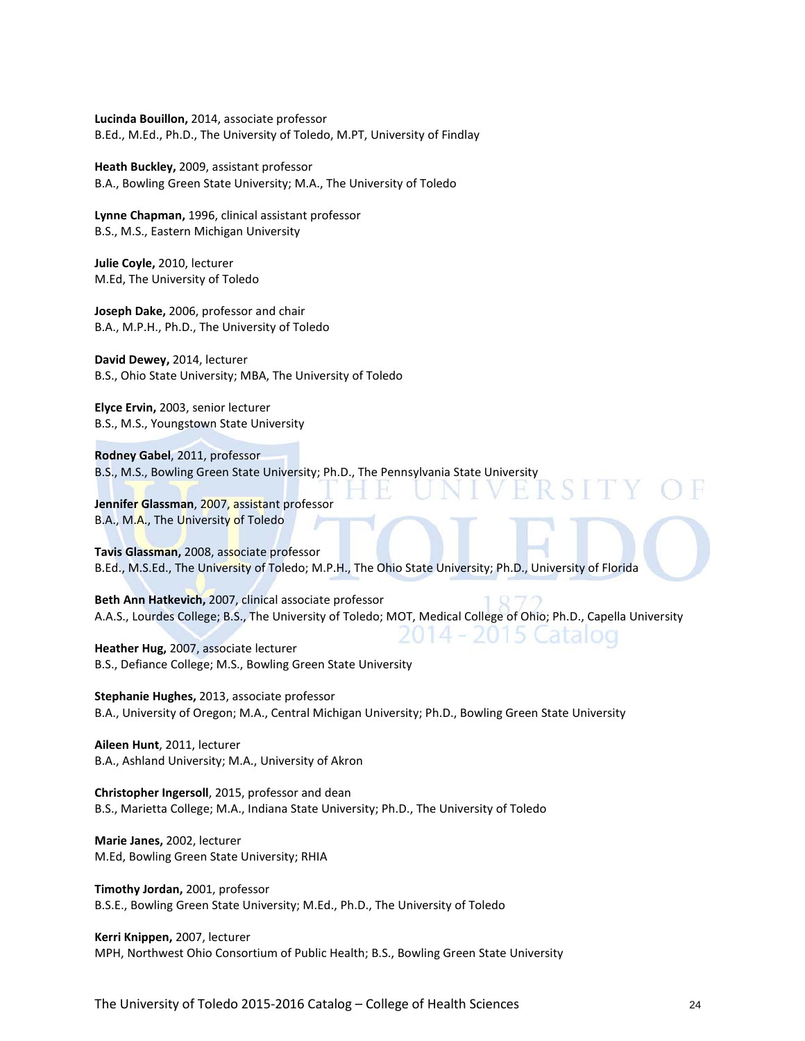**Lucinda Bouillon,** 2014, associate professor
B.Ed., M.Ed., Ph.D., The University of Toledo, M.PT, University of Findlay

**Heath Buckley,** 2009, assistant professor
B.A., Bowling Green State University; M.A., The University of Toledo

**Lynne Chapman,** 1996, clinical assistant professor
B.S., M.S., Eastern Michigan University

**Julie Coyle,** 2010, lecturer
M.Ed, The University of Toledo

**Joseph Dake,** 2006, professor and chair
B.A., M.P.H., Ph.D., The University of Toledo

**David Dewey,** 2014, lecturer
B.S., Ohio State University; MBA, The University of Toledo

**Elyce Ervin,** 2003, senior lecturer
B.S., M.S., Youngstown State University

**Rodney Gabel**, 2011, professor
B.S., M.S., Bowling Green State University; Ph.D., The Pennsylvania State University

**Jennifer Glassman**, 2007, assistant professor
B.A., M.A., The University of Toledo

**Tavis Glassman,** 2008, associate professor
B.Ed., M.S.Ed., The University of Toledo; M.P.H., The Ohio State University; Ph.D., University of Florida

**Beth Ann Hatkevich,** 2007, clinical associate professor
A.A.S., Lourdes College; B.S., The University of Toledo; MOT, Medical College of Ohio; Ph.D., Capella University

**Heather Hug,** 2007, associate lecturer
B.S., Defiance College; M.S., Bowling Green State University

**Stephanie Hughes,** 2013, associate professor
B.A., University of Oregon; M.A., Central Michigan University; Ph.D., Bowling Green State University

**Aileen Hunt**, 2011, lecturer
B.A., Ashland University; M.A., University of Akron

**Christopher Ingersoll**, 2015, professor and dean
B.S., Marietta College; M.A., Indiana State University; Ph.D., The University of Toledo

**Marie Janes,** 2002, lecturer
M.Ed, Bowling Green State University; RHIA

**Timothy Jordan,** 2001, professor
B.S.E., Bowling Green State University; M.Ed., Ph.D., The University of Toledo

**Kerri Knippen,** 2007, lecturer
MPH, Northwest Ohio Consortium of Public Health; B.S., Bowling Green State University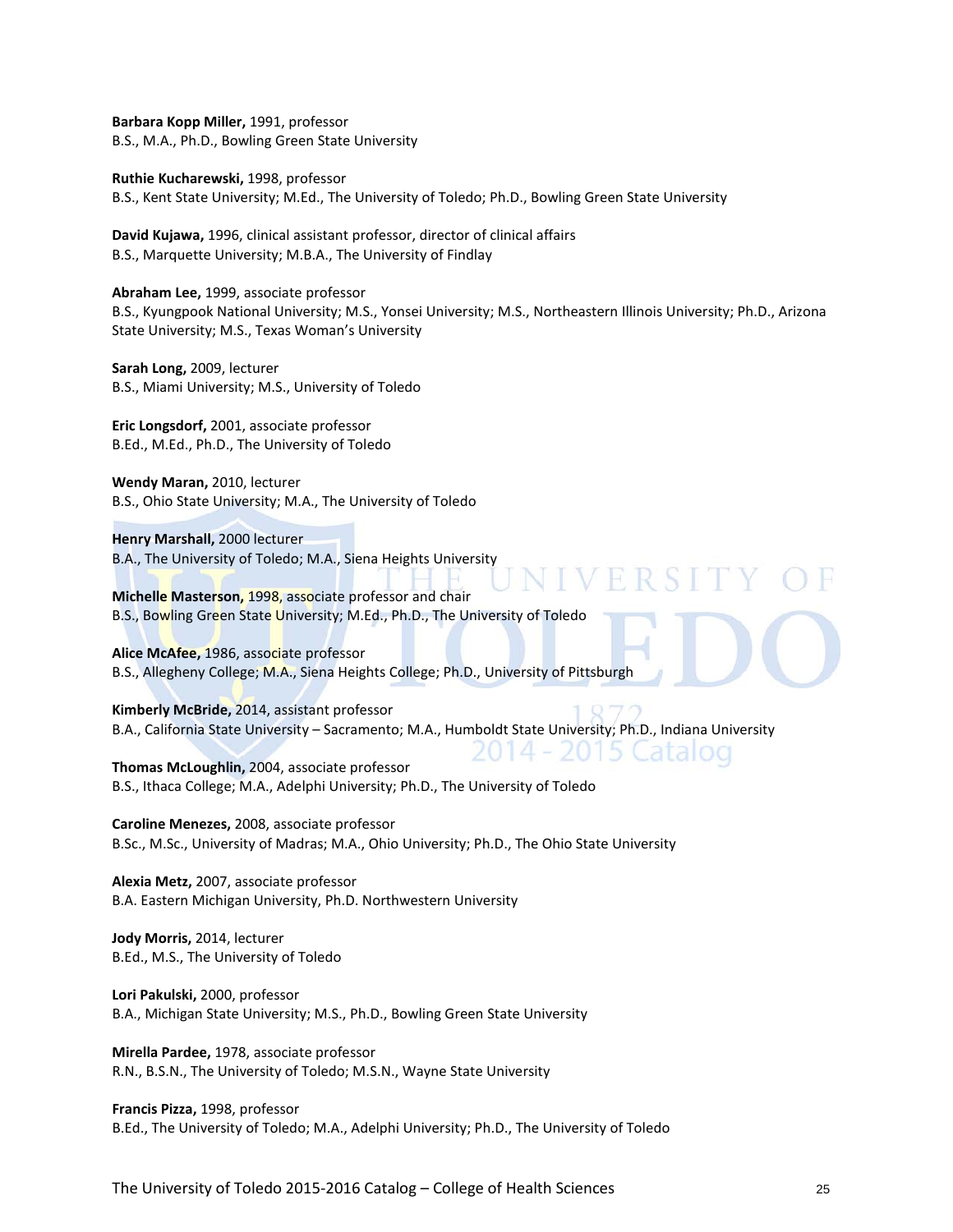**Barbara Kopp Miller,** 1991, professor
B.S., M.A., Ph.D., Bowling Green State University

**Ruthie Kucharewski,** 1998, professor
B.S., Kent State University; M.Ed., The University of Toledo; Ph.D., Bowling Green State University

**David Kujawa,** 1996, clinical assistant professor, director of clinical affairs
B.S., Marquette University; M.B.A., The University of Findlay

**Abraham Lee,** 1999, associate professor
B.S., Kyungpook National University; M.S., Yonsei University; M.S., Northeastern Illinois University; Ph.D., Arizona State University; M.S., Texas Woman's University

**Sarah Long,** 2009, lecturer
B.S., Miami University; M.S., University of Toledo

**Eric Longsdorf,** 2001, associate professor
B.Ed., M.Ed., Ph.D., The University of Toledo

**Wendy Maran,** 2010, lecturer
B.S., Ohio State University; M.A., The University of Toledo

**Henry Marshall,** 2000 lecturer
B.A., The University of Toledo; M.A., Siena Heights University

**Michelle Masterson,** 1998, associate professor and chair
B.S., Bowling Green State University; M.Ed., Ph.D., The University of Toledo

**Alice McAfee,** 1986, associate professor
B.S., Allegheny College; M.A., Siena Heights College; Ph.D., University of Pittsburgh

**Kimberly McBride,** 2014, assistant professor
B.A., California State University – Sacramento; M.A., Humboldt State University; Ph.D., Indiana University

**Thomas McLoughlin,** 2004, associate professor
B.S., Ithaca College; M.A., Adelphi University; Ph.D., The University of Toledo

**Caroline Menezes,** 2008, associate professor
B.Sc., M.Sc., University of Madras; M.A., Ohio University; Ph.D., The Ohio State University

**Alexia Metz,** 2007, associate professor
B.A. Eastern Michigan University, Ph.D. Northwestern University

**Jody Morris,** 2014, lecturer
B.Ed., M.S., The University of Toledo

**Lori Pakulski,** 2000, professor
B.A., Michigan State University; M.S., Ph.D., Bowling Green State University

**Mirella Pardee,** 1978, associate professor
R.N., B.S.N., The University of Toledo; M.S.N., Wayne State University

**Francis Pizza,** 1998, professor
B.Ed., The University of Toledo; M.A., Adelphi University; Ph.D., The University of Toledo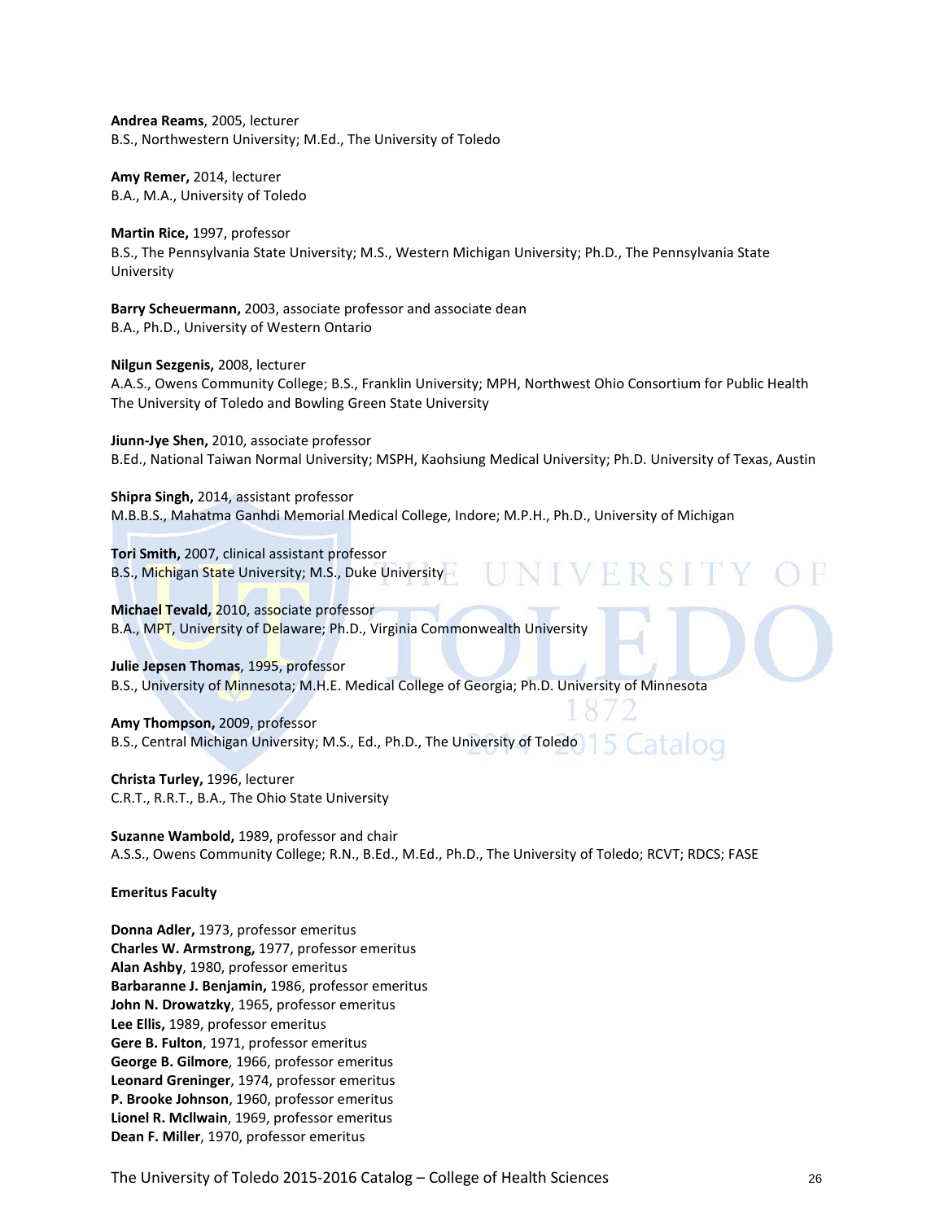**Andrea Reams**, 2005, lecturer
B.S., Northwestern University; M.Ed., The University of Toledo

**Amy Remer,** 2014, lecturer
B.A., M.A., University of Toledo

**Martin Rice,** 1997, professor
B.S., The Pennsylvania State University; M.S., Western Michigan University; Ph.D., The Pennsylvania State University

**Barry Scheuermann,** 2003, associate professor and associate dean
B.A., Ph.D., University of Western Ontario

**Nilgun Sezgenis,** 2008, lecturer
A.A.S., Owens Community College; B.S., Franklin University; MPH, Northwest Ohio Consortium for Public Health The University of Toledo and Bowling Green State University

**Jiunn-Jye Shen,** 2010, associate professor
B.Ed., National Taiwan Normal University; MSPH, Kaohsiung Medical University; Ph.D. University of Texas, Austin

**Shipra Singh,** 2014, assistant professor
M.B.B.S., Mahatma Ganhdi Memorial Medical College, Indore; M.P.H., Ph.D., University of Michigan

**Tori Smith,** 2007, clinical assistant professor
B.S., Michigan State University; M.S., Duke University

**Michael Tevald,** 2010, associate professor
B.A., MPT, University of Delaware; Ph.D., Virginia Commonwealth University

**Julie Jepsen Thomas**, 1995, professor
B.S., University of Minnesota; M.H.E. Medical College of Georgia; Ph.D. University of Minnesota

**Amy Thompson,** 2009, professor
B.S., Central Michigan University; M.S., Ed., Ph.D., The University of Toledo

**Christa Turley,** 1996, lecturer
C.R.T., R.R.T., B.A., The Ohio State University

**Suzanne Wambold,** 1989, professor and chair
A.S.S., Owens Community College; R.N., B.Ed., M.Ed., Ph.D., The University of Toledo; RCVT; RDCS; FASE

**Emeritus Faculty**

**Donna Adler,** 1973, professor emeritus
**Charles W. Armstrong,** 1977, professor emeritus
**Alan Ashby**, 1980, professor emeritus
**Barbaranne J. Benjamin,** 1986, professor emeritus
**John N. Drowatzky**, 1965, professor emeritus
**Lee Ellis,** 1989, professor emeritus
**Gere B. Fulton**, 1971, professor emeritus
**George B. Gilmore**, 1966, professor emeritus
**Leonard Greninger**, 1974, professor emeritus
**P. Brooke Johnson**, 1960, professor emeritus
**Lionel R. McIlwain**, 1969, professor emeritus
**Dean F. Miller**, 1970, professor emeritus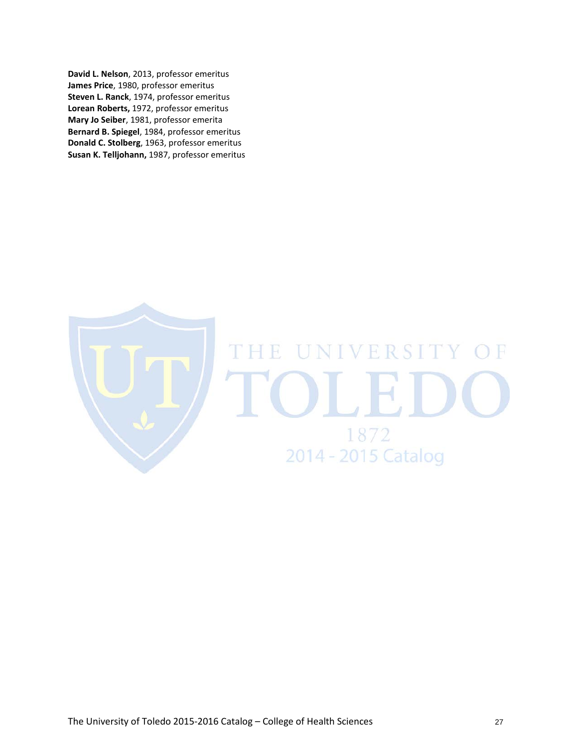**David L. Nelson**, 2013, professor emeritus
**James Price**, 1980, professor emeritus
**Steven L. Ranck**, 1974, professor emeritus
**Lorean Roberts,** 1972, professor emeritus
**Mary Jo Seiber**, 1981, professor emerita
**Bernard B. Spiegel**, 1984, professor emeritus
**Donald C. Stolberg**, 1963, professor emeritus
**Susan K. Telljohann,** 1987, professor emeritus